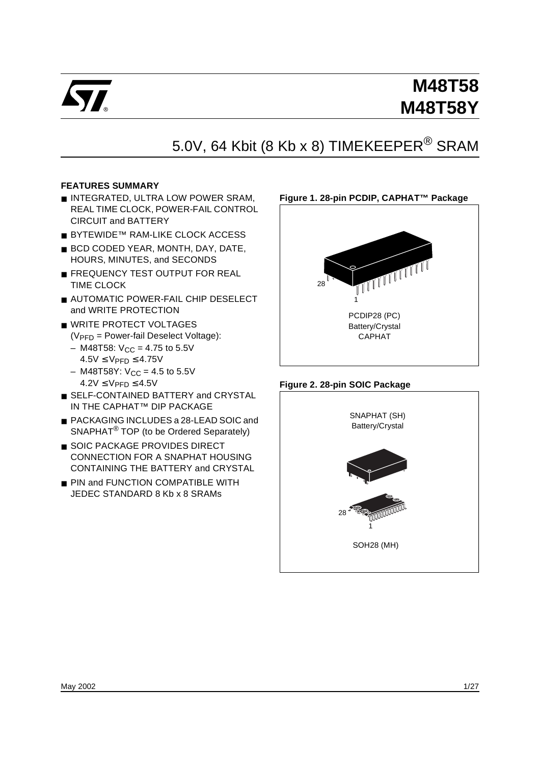# M48T58
# M48T58Y

## 5.0V, 64 Kbit (8 Kb x 8) TIMEKEEPER® SRAM

### FEATURES SUMMARY

- INTEGRATED, ULTRA LOW POWER SRAM, REAL TIME CLOCK, POWER-FAIL CONTROL CIRCUIT and BATTERY
- BYTEWIDE™ RAM-LIKE CLOCK ACCESS
- BCD CODED YEAR, MONTH, DAY, DATE, HOURS, MINUTES, and SECONDS
- FREQUENCY TEST OUTPUT FOR REAL TIME CLOCK
- AUTOMATIC POWER-FAIL CHIP DESELECT and WRITE PROTECTION
- WRITE PROTECT VOLTAGES ($V_{PFD}$ = Power-fail Deselect Voltage):
  - M48T58: $V_{CC}$ = 4.75 to 5.5V
    $4.5V \leq V_{PFD} \leq 4.75V$
  - M48T58Y: $V_{CC}$ = 4.5 to 5.5V
    $4.2V \leq V_{PFD} \leq 4.5V$
- SELF-CONTAINED BATTERY and CRYSTAL IN THE CAPHAT™ DIP PACKAGE
- PACKAGING INCLUDES a 28-LEAD SOIC and SNAPHAT® TOP (to be Ordered Separately)
- SOIC PACKAGE PROVIDES DIRECT CONNECTION FOR A SNAPHAT HOUSING CONTAINING THE BATTERY and CRYSTAL
- PIN and FUNCTION COMPATIBLE WITH JEDEC STANDARD 8 Kb x 8 SRAMs

**Figure 1. 28-pin PCDIP, CAPHAT™ Package**

28
1
PCDIP28 (PC)
Battery/Crystal
CAPHAT

**Figure 2. 28-pin SOIC Package**

SNAPHAT (SH)
Battery/Crystal

28
1
SOH28 (MH)

May 2002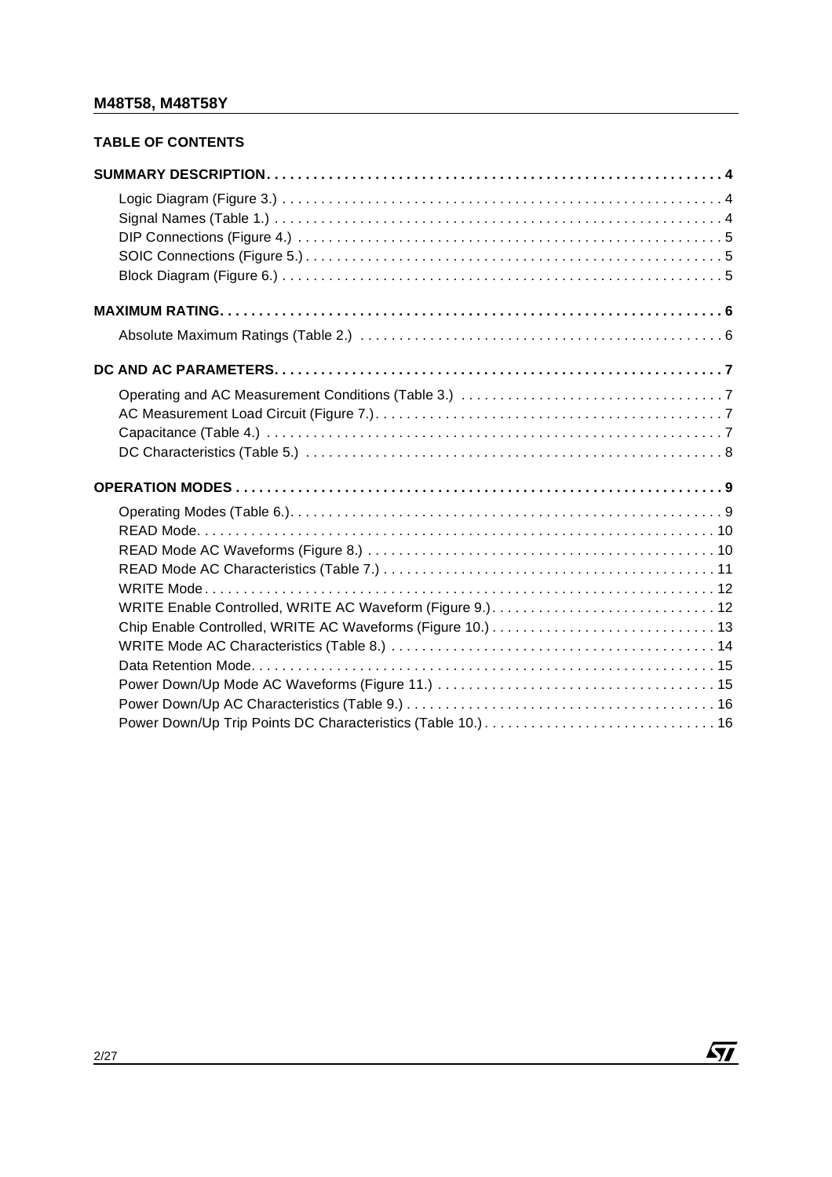## TABLE OF CONTENTS

**SUMMARY DESCRIPTION. . . . . . . . . . . . . . . . . . . . . . . . . . . . . . . . . . . . . . . . . . . . . . . . . . . . . . . . . . . . 4**

Logic Diagram (Figure 3.) . . . . . . . . . . . . . . . . . . . . . . . . . . . . . . . . . . . . . . . . . . . . . . . . . . . . . . . . . 4
Signal Names (Table 1.) . . . . . . . . . . . . . . . . . . . . . . . . . . . . . . . . . . . . . . . . . . . . . . . . . . . . . . . . . . 4
DIP Connections (Figure 4.) . . . . . . . . . . . . . . . . . . . . . . . . . . . . . . . . . . . . . . . . . . . . . . . . . . . . . . . 5
SOIC Connections (Figure 5.) . . . . . . . . . . . . . . . . . . . . . . . . . . . . . . . . . . . . . . . . . . . . . . . . . . . . . . 5
Block Diagram (Figure 6.) . . . . . . . . . . . . . . . . . . . . . . . . . . . . . . . . . . . . . . . . . . . . . . . . . . . . . . . . . 5

**MAXIMUM RATING. . . . . . . . . . . . . . . . . . . . . . . . . . . . . . . . . . . . . . . . . . . . . . . . . . . . . . . . . . . . . . . . . 6**

Absolute Maximum Ratings (Table 2.) . . . . . . . . . . . . . . . . . . . . . . . . . . . . . . . . . . . . . . . . . . . . . . . 6

**DC AND AC PARAMETERS. . . . . . . . . . . . . . . . . . . . . . . . . . . . . . . . . . . . . . . . . . . . . . . . . . . . . . . . . . 7**

Operating and AC Measurement Conditions (Table 3.) . . . . . . . . . . . . . . . . . . . . . . . . . . . . . . . . . . 7
AC Measurement Load Circuit (Figure 7.). . . . . . . . . . . . . . . . . . . . . . . . . . . . . . . . . . . . . . . . . . . . . 7
Capacitance (Table 4.) . . . . . . . . . . . . . . . . . . . . . . . . . . . . . . . . . . . . . . . . . . . . . . . . . . . . . . . . . . . . 7
DC Characteristics (Table 5.) . . . . . . . . . . . . . . . . . . . . . . . . . . . . . . . . . . . . . . . . . . . . . . . . . . . . . . 8

**OPERATION MODES . . . . . . . . . . . . . . . . . . . . . . . . . . . . . . . . . . . . . . . . . . . . . . . . . . . . . . . . . . . . . . . . 9**

Operating Modes (Table 6.). . . . . . . . . . . . . . . . . . . . . . . . . . . . . . . . . . . . . . . . . . . . . . . . . . . . . . . . . 9
READ Mode. . . . . . . . . . . . . . . . . . . . . . . . . . . . . . . . . . . . . . . . . . . . . . . . . . . . . . . . . . . . . . . . . . . . . 10
READ Mode AC Waveforms (Figure 8.) . . . . . . . . . . . . . . . . . . . . . . . . . . . . . . . . . . . . . . . . . . . . . . 10
READ Mode AC Characteristics (Table 7.) . . . . . . . . . . . . . . . . . . . . . . . . . . . . . . . . . . . . . . . . . . . . 11
WRITE Mode . . . . . . . . . . . . . . . . . . . . . . . . . . . . . . . . . . . . . . . . . . . . . . . . . . . . . . . . . . . . . . . . . . . . 12
WRITE Enable Controlled, WRITE AC Waveform (Figure 9.). . . . . . . . . . . . . . . . . . . . . . . . . . . . . 12
Chip Enable Controlled, WRITE AC Waveforms (Figure 10.) . . . . . . . . . . . . . . . . . . . . . . . . . . . . . 13
WRITE Mode AC Characteristics (Table 8.) . . . . . . . . . . . . . . . . . . . . . . . . . . . . . . . . . . . . . . . . . . 14
Data Retention Mode. . . . . . . . . . . . . . . . . . . . . . . . . . . . . . . . . . . . . . . . . . . . . . . . . . . . . . . . . . . . . 15
Power Down/Up Mode AC Waveforms (Figure 11.) . . . . . . . . . . . . . . . . . . . . . . . . . . . . . . . . . . . . 15
Power Down/Up AC Characteristics (Table 9.) . . . . . . . . . . . . . . . . . . . . . . . . . . . . . . . . . . . . . . . . 16
Power Down/Up Trip Points DC Characteristics (Table 10.) . . . . . . . . . . . . . . . . . . . . . . . . . . . . . . 16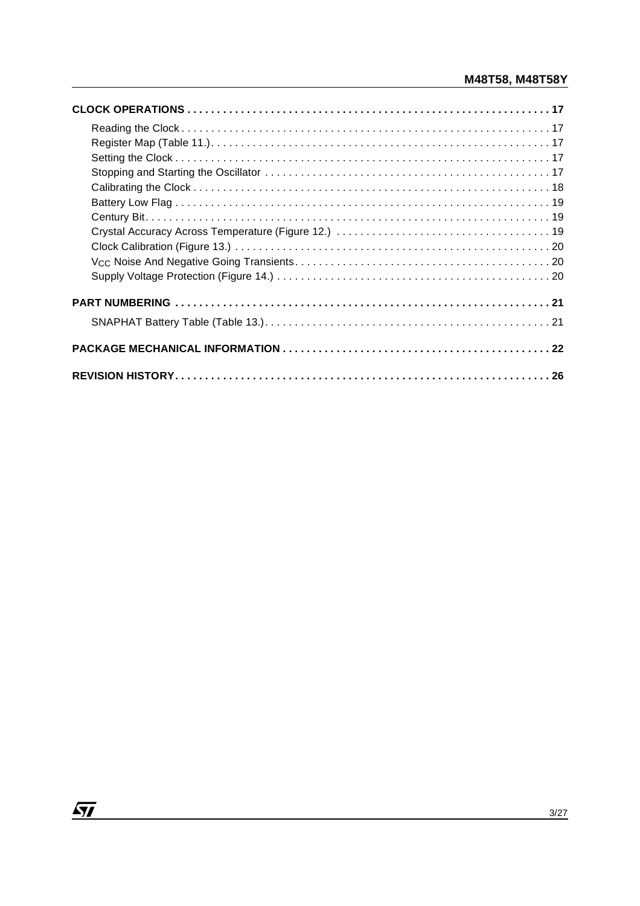**CLOCK OPERATIONS** . . . . . . . . . . . . . . . . . . . . . . . . . . . . . . . . . . . . . . . . . . . . . . . . . . . . . . . . . . . . . 17

Reading the Clock . . . . . . . . . . . . . . . . . . . . . . . . . . . . . . . . . . . . . . . . . . . . . . . . . . . . . . . . . . . . . . 17

Register Map (Table 11.). . . . . . . . . . . . . . . . . . . . . . . . . . . . . . . . . . . . . . . . . . . . . . . . . . . . . . . . . . 17

Setting the Clock . . . . . . . . . . . . . . . . . . . . . . . . . . . . . . . . . . . . . . . . . . . . . . . . . . . . . . . . . . . . . . . 17

Stopping and Starting the Oscillator . . . . . . . . . . . . . . . . . . . . . . . . . . . . . . . . . . . . . . . . . . . . . . . . . 17

Calibrating the Clock . . . . . . . . . . . . . . . . . . . . . . . . . . . . . . . . . . . . . . . . . . . . . . . . . . . . . . . . . . . . . 18

Battery Low Flag . . . . . . . . . . . . . . . . . . . . . . . . . . . . . . . . . . . . . . . . . . . . . . . . . . . . . . . . . . . . . . . . 19

Century Bit. . . . . . . . . . . . . . . . . . . . . . . . . . . . . . . . . . . . . . . . . . . . . . . . . . . . . . . . . . . . . . . . . . . . . 19

Crystal Accuracy Across Temperature (Figure 12.) . . . . . . . . . . . . . . . . . . . . . . . . . . . . . . . . . . . . 19

Clock Calibration (Figure 13.) . . . . . . . . . . . . . . . . . . . . . . . . . . . . . . . . . . . . . . . . . . . . . . . . . . . . . . 20

$V_{CC}$ Noise And Negative Going Transients. . . . . . . . . . . . . . . . . . . . . . . . . . . . . . . . . . . . . . . . . . . . 20

Supply Voltage Protection (Figure 14.) . . . . . . . . . . . . . . . . . . . . . . . . . . . . . . . . . . . . . . . . . . . . . . . 20

**PART NUMBERING** . . . . . . . . . . . . . . . . . . . . . . . . . . . . . . . . . . . . . . . . . . . . . . . . . . . . . . . . . . . . . . . 21

SNAPHAT Battery Table (Table 13.). . . . . . . . . . . . . . . . . . . . . . . . . . . . . . . . . . . . . . . . . . . . . . . . . 21

**PACKAGE MECHANICAL INFORMATION** . . . . . . . . . . . . . . . . . . . . . . . . . . . . . . . . . . . . . . . . . . . . . 22

**REVISION HISTORY**. . . . . . . . . . . . . . . . . . . . . . . . . . . . . . . . . . . . . . . . . . . . . . . . . . . . . . . . . . . . . . . 26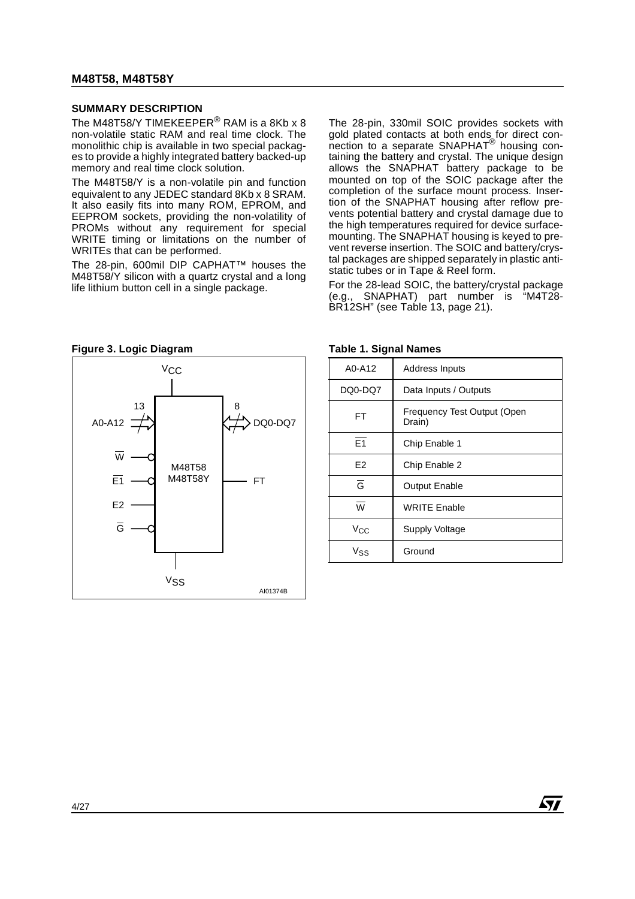## SUMMARY DESCRIPTION

The M48T58/Y TIMEKEEPER® RAM is a 8Kb x 8 non-volatile static RAM and real time clock. The monolithic chip is available in two special packages to provide a highly integrated battery backed-up memory and real time clock solution.

The M48T58/Y is a non-volatile pin and function equivalent to any JEDEC standard 8Kb x 8 SRAM. It also easily fits into many ROM, EPROM, and EEPROM sockets, providing the non-volatility of PROMs without any requirement for special WRITE timing or limitations on the number of WRITEs that can be performed.

The 28-pin, 600mil DIP CAPHAT™ houses the M48T58/Y silicon with a quartz crystal and a long life lithium button cell in a single package.

The 28-pin, 330mil SOIC provides sockets with gold plated contacts at both ends for direct connection to a separate SNAPHAT® housing containing the battery and crystal. The unique design allows the SNAPHAT battery package to be mounted on top of the SOIC package after the completion of the surface mount process. Insertion of the SNAPHAT housing after reflow prevents potential battery and crystal damage due to the high temperatures required for device surface-mounting. The SNAPHAT housing is keyed to prevent reverse insertion. The SOIC and battery/crystal packages are shipped separately in plastic anti-static tubes or in Tape & Reel form.

For the 28-lead SOIC, the battery/crystal package (e.g., SNAPHAT) part number is "M4T28-BR12SH" (see Table 13, page 21).

**Figure 3. Logic Diagram**

**Table 1. Signal Names**

| A0-A12 | Address Inputs |
|---|---|
| DQ0-DQ7 | Data Inputs / Outputs |
| FT | Frequency Test Output (Open Drain) |
| $\overline{E1}$ | Chip Enable 1 |
| E2 | Chip Enable 2 |
| $\overline{G}$ | Output Enable |
| $\overline{W}$ | WRITE Enable |
| $V_{CC}$ | Supply Voltage |
| $V_{SS}$ | Ground |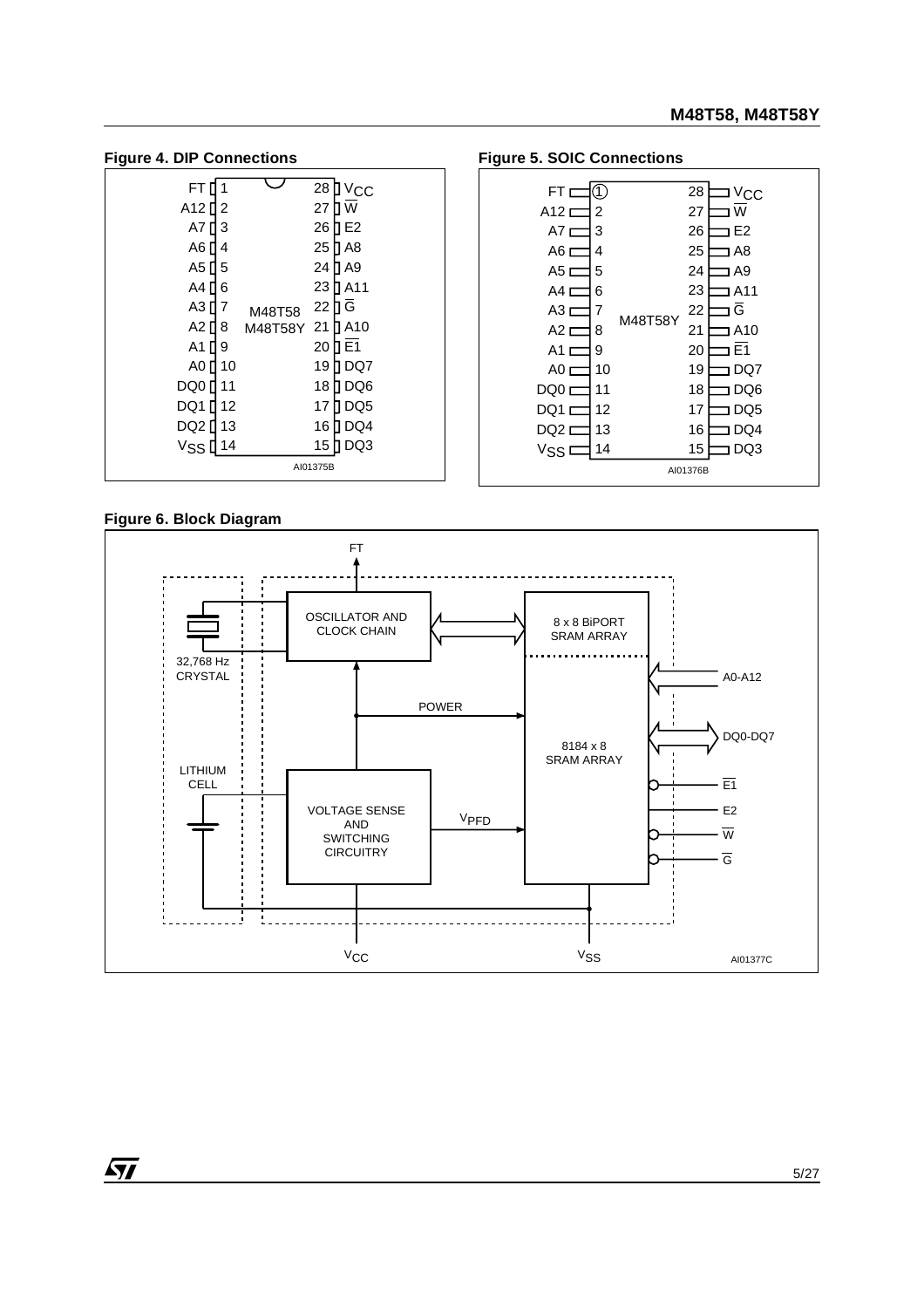**Figure 4. DIP Connections**

| Pin | Signal | Pin | Signal |
|---|---|---|---|
| 1 | FT | 28 | $V_{CC}$ |
| 2 | A12 | 27 | $\overline{W}$ |
| 3 | A7 | 26 | E2 |
| 4 | A6 | 25 | A8 |
| 5 | A5 | 24 | A9 |
| 6 | A4 | 23 | A11 |
| 7 | A3 | 22 | $\overline{G}$ |
| 8 | A2 | 21 | A10 |
| 9 | A1 | 20 | $\overline{E1}$ |
| 10 | A0 | 19 | DQ7 |
| 11 | DQ0 | 18 | DQ6 |
| 12 | DQ1 | 17 | DQ5 |
| 13 | DQ2 | 16 | DQ4 |
| 14 | $V_{SS}$ | 15 | DQ3 |

M48T58 / M48T58Y

AI01375B

**Figure 5. SOIC Connections**

| Pin | Signal | Pin | Signal |
|---|---|---|---|
| 1 | FT | 28 | $V_{CC}$ |
| 2 | A12 | 27 | $\overline{W}$ |
| 3 | A7 | 26 | E2 |
| 4 | A6 | 25 | A8 |
| 5 | A5 | 24 | A9 |
| 6 | A4 | 23 | A11 |
| 7 | A3 | 22 | $\overline{G}$ |
| 8 | A2 | 21 | A10 |
| 9 | A1 | 20 | $\overline{E1}$ |
| 10 | A0 | 19 | DQ7 |
| 11 | DQ0 | 18 | DQ6 |
| 12 | DQ1 | 17 | DQ5 |
| 13 | DQ2 | 16 | DQ4 |
| 14 | $V_{SS}$ | 15 | DQ3 |

M48T58Y

AI01376B

**Figure 6. Block Diagram**

FT

32,768 Hz CRYSTAL

OSCILLATOR AND CLOCK CHAIN

8 x 8 BiPORT SRAM ARRAY

A0-A12

POWER

DQ0-DQ7

8184 x 8 SRAM ARRAY

LITHIUM CELL

VOLTAGE SENSE AND SWITCHING CIRCUITRY

$V_{PFD}$

$\overline{E1}$

E2

$\overline{W}$

$\overline{G}$

$V_{CC}$

$V_{SS}$

AI01377C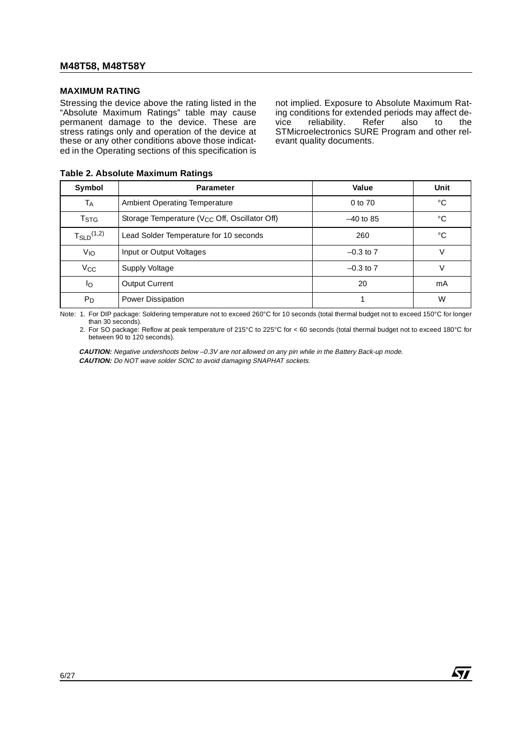## MAXIMUM RATING

Stressing the device above the rating listed in the "Absolute Maximum Ratings" table may cause permanent damage to the device. These are stress ratings only and operation of the device at these or any other conditions above those indicated in the Operating sections of this specification is not implied. Exposure to Absolute Maximum Rating conditions for extended periods may affect device reliability. Refer also to the STMicroelectronics SURE Program and other relevant quality documents.

**Table 2. Absolute Maximum Ratings**

| Symbol | Parameter | Value | Unit |
|---|---|---|---|
| $T_A$ | Ambient Operating Temperature | 0 to 70 | °C |
| $T_{STG}$ | Storage Temperature ($V_{CC}$ Off, Oscillator Off) | –40 to 85 | °C |
| $T_{SLD}$ (1,2) | Lead Solder Temperature for 10 seconds | 260 | °C |
| $V_{IO}$ | Input or Output Voltages | –0.3 to 7 | V |
| $V_{CC}$ | Supply Voltage | –0.3 to 7 | V |
| $I_O$ | Output Current | 20 | mA |
| $P_D$ | Power Dissipation | 1 | W |

Note: 1. For DIP package: Soldering temperature not to exceed 260°C for 10 seconds (total thermal budget not to exceed 150°C for longer than 30 seconds).

2. For SO package: Reflow at peak temperature of 215°C to 225°C for < 60 seconds (total thermal budget not to exceed 180°C for between 90 to 120 seconds).

***CAUTION:*** *Negative undershoots below –0.3V are not allowed on any pin while in the Battery Back-up mode.*

***CAUTION:*** *Do NOT wave solder SOIC to avoid damaging SNAPHAT sockets.*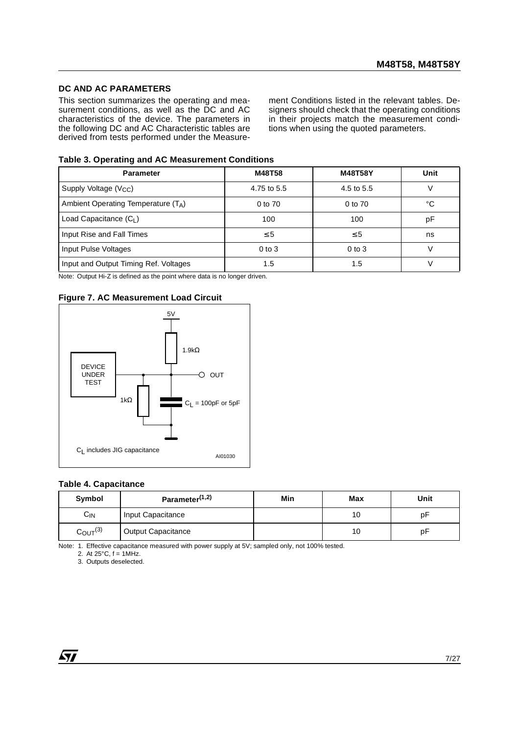## DC AND AC PARAMETERS

This section summarizes the operating and measurement conditions, as well as the DC and AC characteristics of the device. The parameters in the following DC and AC Characteristic tables are derived from tests performed under the Measurement Conditions listed in the relevant tables. Designers should check that the operating conditions in their projects match the measurement conditions when using the quoted parameters.

**Table 3. Operating and AC Measurement Conditions**

| Parameter | M48T58 | M48T58Y | Unit |
|---|---|---|---|
| Supply Voltage ($V_{CC}$) | 4.75 to 5.5 | 4.5 to 5.5 | V |
| Ambient Operating Temperature ($T_A$) | 0 to 70 | 0 to 70 | °C |
| Load Capacitance ($C_L$) | 100 | 100 | pF |
| Input Rise and Fall Times | ≤ 5 | ≤ 5 | ns |
| Input Pulse Voltages | 0 to 3 | 0 to 3 | V |
| Input and Output Timing Ref. Voltages | 1.5 | 1.5 | V |

Note: Output Hi-Z is defined as the point where data is no longer driven.

**Figure 7. AC Measurement Load Circuit**

5V

1.9kΩ

DEVICE UNDER TEST

OUT

1kΩ

$C_L$ = 100pF or 5pF

$C_L$ includes JIG capacitance

AI01030

**Table 4. Capacitance**

| Symbol | Parameter[1,2] | Min | Max | Unit |
|---|---|---|---|---|
| $C_{IN}$ | Input Capacitance | | 10 | pF |
| $C_{OUT}$[3] | Output Capacitance | | 10 | pF |

Note: 1. Effective capacitance measured with power supply at 5V; sampled only, not 100% tested.
2. At 25°C, f = 1MHz.
3. Outputs deselected.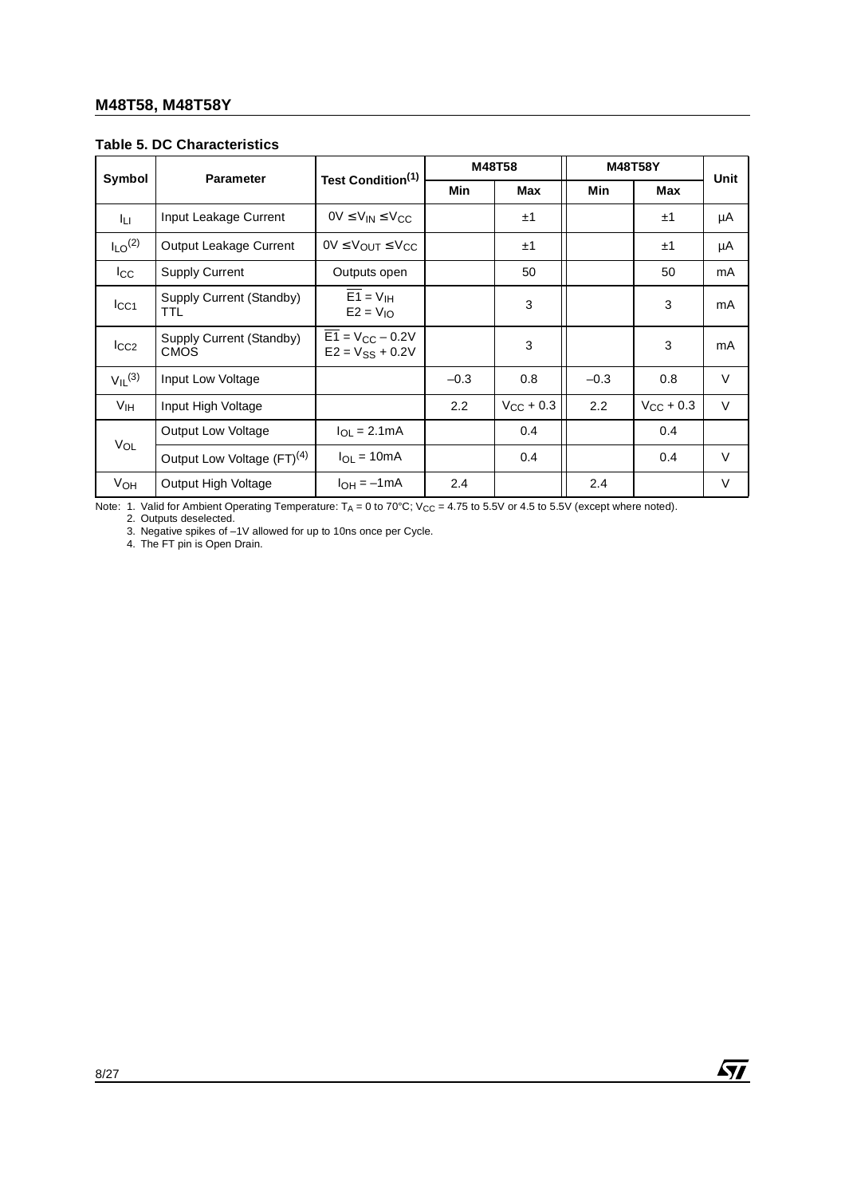**Table 5. DC Characteristics**

| Symbol | Parameter | Test Condition[1] | M48T58 | | M48T58Y | | Unit |
|---|---|---|---|---|---|---|---|
| | | | Min | Max | Min | Max | |
| $I_{LI}$ | Input Leakage Current | $0V \leq V_{IN} \leq V_{CC}$ | | ±1 | | ±1 | µA |
| $I_{LO}$[2] | Output Leakage Current | $0V \leq V_{OUT} \leq V_{CC}$ | | ±1 | | ±1 | µA |
| $I_{CC}$ | Supply Current | Outputs open | | 50 | | 50 | mA |
| $I_{CC1}$ | Supply Current (Standby) TTL | $\overline{E1} = V_{IH}$ $E2 = V_{IO}$ | | 3 | | 3 | mA |
| $I_{CC2}$ | Supply Current (Standby) CMOS | $\overline{E1} = V_{CC} - 0.2V$ $E2 = V_{SS} + 0.2V$ | | 3 | | 3 | mA |
| $V_{IL}$[3] | Input Low Voltage | | –0.3 | 0.8 | –0.3 | 0.8 | V |
| $V_{IH}$ | Input High Voltage | | 2.2 | $V_{CC} + 0.3$ | 2.2 | $V_{CC} + 0.3$ | V |
| $V_{OL}$ | Output Low Voltage | $I_{OL} = 2.1mA$ | | 0.4 | | 0.4 | |
| | Output Low Voltage (FT)[4] | $I_{OL} = 10mA$ | | 0.4 | | 0.4 | V |
| $V_{OH}$ | Output High Voltage | $I_{OH} = -1mA$ | 2.4 | | 2.4 | | V |

Note: 1. Valid for Ambient Operating Temperature: $T_A$ = 0 to 70°C; $V_{CC}$ = 4.75 to 5.5V or 4.5 to 5.5V (except where noted).
2. Outputs deselected.
3. Negative spikes of –1V allowed for up to 10ns once per Cycle.
4. The FT pin is Open Drain.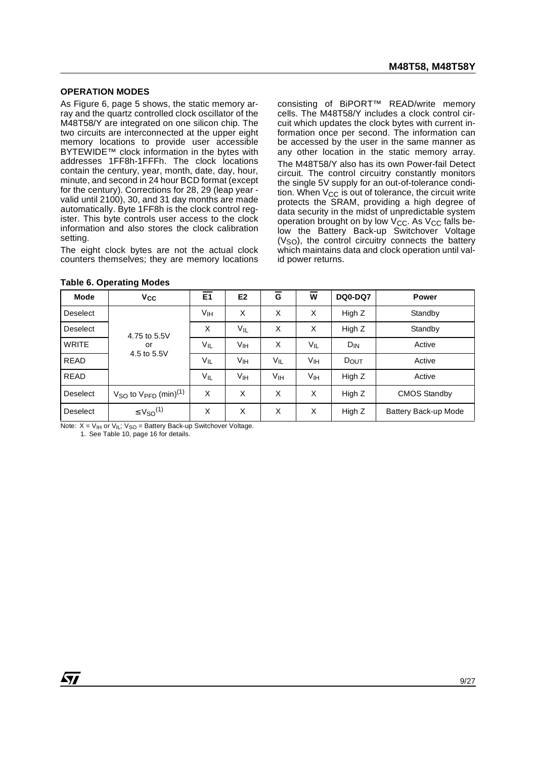## OPERATION MODES

As Figure 6, page 5 shows, the static memory array and the quartz controlled clock oscillator of the M48T58/Y are integrated on one silicon chip. The two circuits are interconnected at the upper eight memory locations to provide user accessible BYTEWIDE™ clock information in the bytes with addresses 1FF8h-1FFFh. The clock locations contain the century, year, month, date, day, hour, minute, and second in 24 hour BCD format (except for the century). Corrections for 28, 29 (leap year - valid until 2100), 30, and 31 day months are made automatically. Byte 1FF8h is the clock control register. This byte controls user access to the clock information and also stores the clock calibration setting.

The eight clock bytes are not the actual clock counters themselves; they are memory locations consisting of BiPORT™ READ/write memory cells. The M48T58/Y includes a clock control circuit which updates the clock bytes with current information once per second. The information can be accessed by the user in the same manner as any other location in the static memory array.

The M48T58/Y also has its own Power-fail Detect circuit. The control circuitry constantly monitors the single 5V supply for an out-of-tolerance condition. When $V_{CC}$ is out of tolerance, the circuit write protects the SRAM, providing a high degree of data security in the midst of unpredictable system operation brought on by low $V_{CC}$. As $V_{CC}$ falls below the Battery Back-up Switchover Voltage ($V_{SO}$), the control circuitry connects the battery which maintains data and clock operation until valid power returns.

**Table 6. Operating Modes**

| Mode | $V_{CC}$ | $\overline{E1}$ | E2 | $\overline{G}$ | $\overline{W}$ | DQ0-DQ7 | Power |
|---|---|---|---|---|---|---|---|
| Deselect | 4.75 to 5.5V or 4.5 to 5.5V | $V_{IH}$ | X | X | X | High Z | Standby |
| Deselect | | X | $V_{IL}$ | X | X | High Z | Standby |
| WRITE | | $V_{IL}$ | $V_{IH}$ | X | $V_{IL}$ | $D_{IN}$ | Active |
| READ | | $V_{IL}$ | $V_{IH}$ | $V_{IL}$ | $V_{IH}$ | $D_{OUT}$ | Active |
| READ | | $V_{IL}$ | $V_{IH}$ | $V_{IH}$ | $V_{IH}$ | High Z | Active |
| Deselect | $V_{SO}$ to $V_{PFD}$ (min)(1) | X | X | X | X | High Z | CMOS Standby |
| Deselect | $\leq V_{SO}$(1) | X | X | X | X | High Z | Battery Back-up Mode |

Note: X = $V_{IH}$ or $V_{IL}$; $V_{SO}$ = Battery Back-up Switchover Voltage.
1. See Table 10, page 16 for details.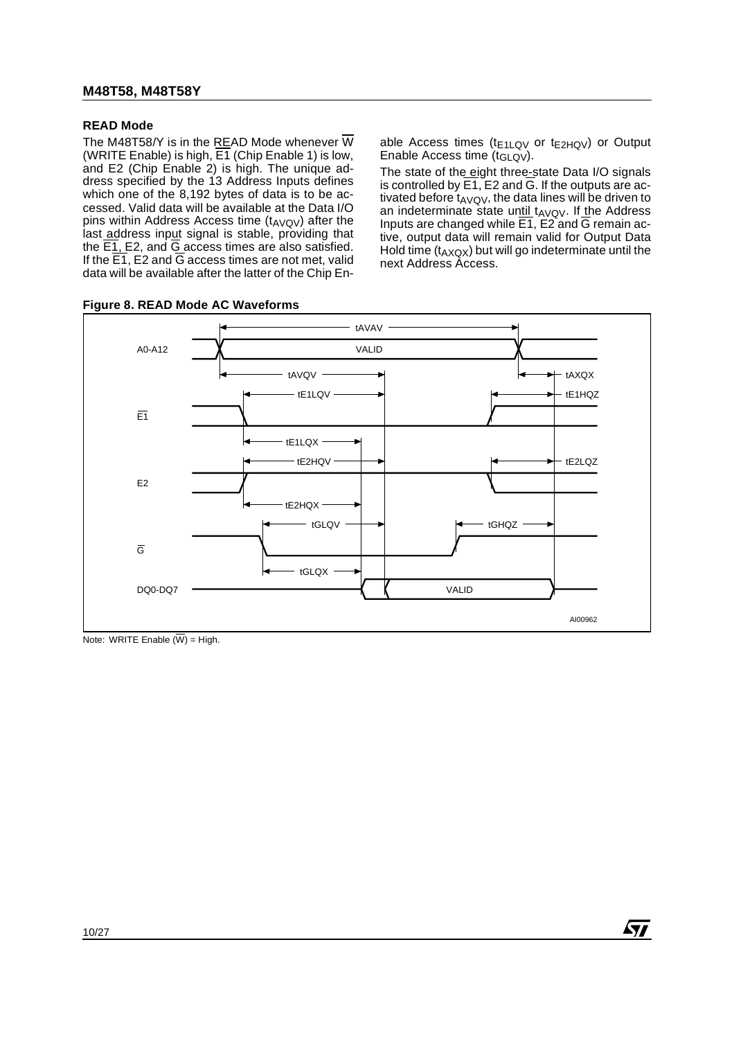### READ Mode

The M48T58/Y is in the READ Mode whenever $\overline{W}$ (WRITE Enable) is high, $\overline{E1}$ (Chip Enable 1) is low, and E2 (Chip Enable 2) is high. The unique address specified by the 13 Address Inputs defines which one of the 8,192 bytes of data is to be accessed. Valid data will be available at the Data I/O pins within Address Access time ($t_{AVQV}$) after the last address input signal is stable, providing that the $\overline{E1}$, E2, and $\overline{G}$ access times are also satisfied. If the $\overline{E1}$, E2 and $\overline{G}$ access times are not met, valid data will be available after the latter of the Chip Enable Access times ($t_{E1LQV}$ or $t_{E2HQV}$) or Output Enable Access time ($t_{GLQV}$).

The state of the eight three-state Data I/O signals is controlled by $\overline{E1}$, E2 and $\overline{G}$. If the outputs are activated before $t_{AVQV}$, the data lines will be driven to an indeterminate state until $t_{AVQV}$. If the Address Inputs are changed while $\overline{E1}$, E2 and $\overline{G}$ remain active, output data will remain valid for Output Data Hold time ($t_{AXQX}$) but will go indeterminate until the next Address Access.

**Figure 8. READ Mode AC Waveforms**

Note: WRITE Enable ($\overline{W}$) = High.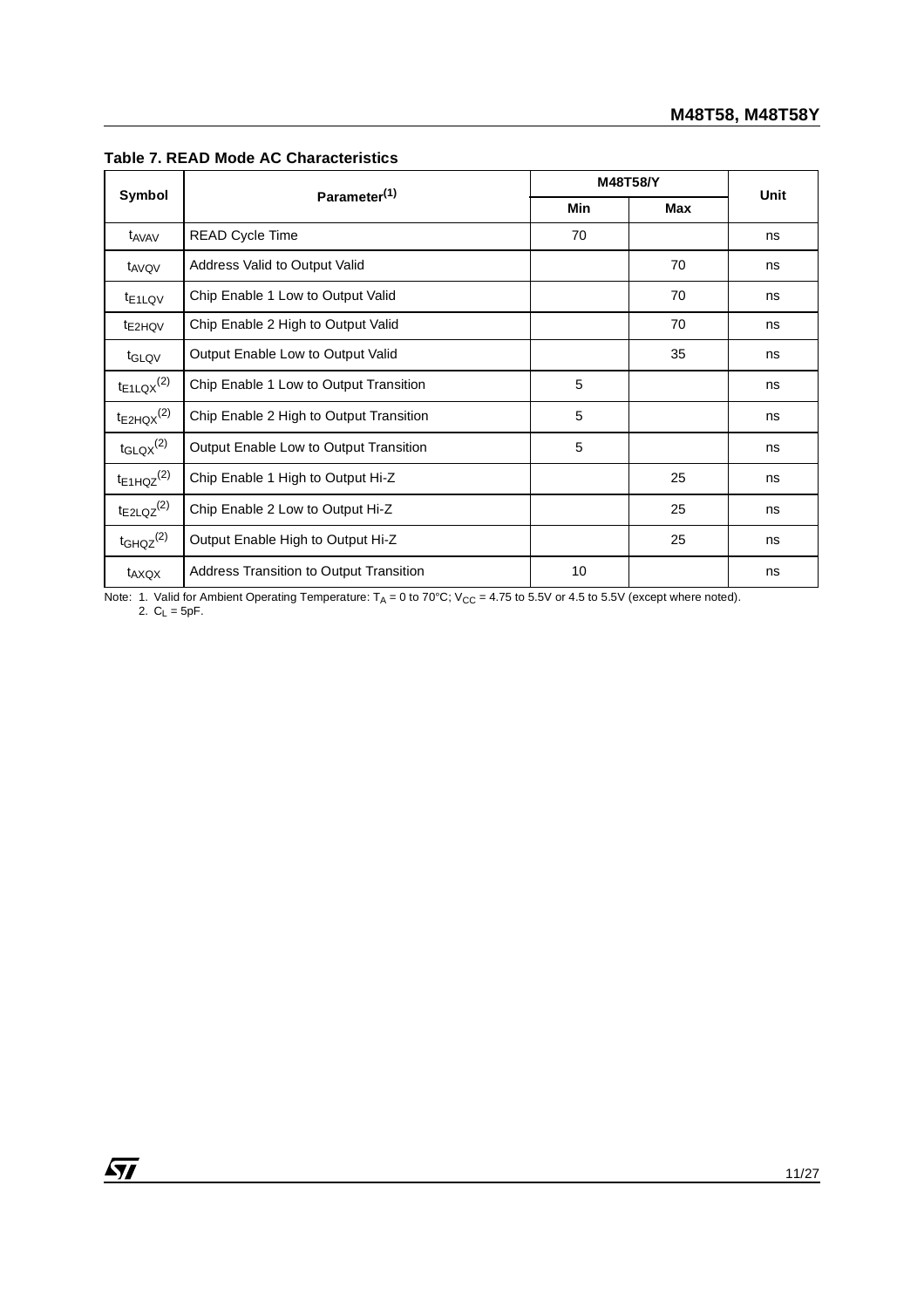**Table 7. READ Mode AC Characteristics**

| Symbol | Parameter[(1)] | M48T58/Y | | Unit |
|---|---|---|---|---|
| | | Min | Max | |
| $t_{AVAV}$ | READ Cycle Time | 70 | | ns |
| $t_{AVQV}$ | Address Valid to Output Valid | | 70 | ns |
| $t_{E1LQV}$ | Chip Enable 1 Low to Output Valid | | 70 | ns |
| $t_{E2HQV}$ | Chip Enable 2 High to Output Valid | | 70 | ns |
| $t_{GLQV}$ | Output Enable Low to Output Valid | | 35 | ns |
| $t_{E1LQX}$[(2)] | Chip Enable 1 Low to Output Transition | 5 | | ns |
| $t_{E2HQX}$[(2)] | Chip Enable 2 High to Output Transition | 5 | | ns |
| $t_{GLQX}$[(2)] | Output Enable Low to Output Transition | 5 | | ns |
| $t_{E1HQZ}$[(2)] | Chip Enable 1 High to Output Hi-Z | | 25 | ns |
| $t_{E2LQZ}$[(2)] | Chip Enable 2 Low to Output Hi-Z | | 25 | ns |
| $t_{GHQZ}$[(2)] | Output Enable High to Output Hi-Z | | 25 | ns |
| $t_{AXQX}$ | Address Transition to Output Transition | 10 | | ns |

Note: 1. Valid for Ambient Operating Temperature: $T_A$ = 0 to 70°C; $V_{CC}$ = 4.75 to 5.5V or 4.5 to 5.5V (except where noted).
2. $C_L$ = 5pF.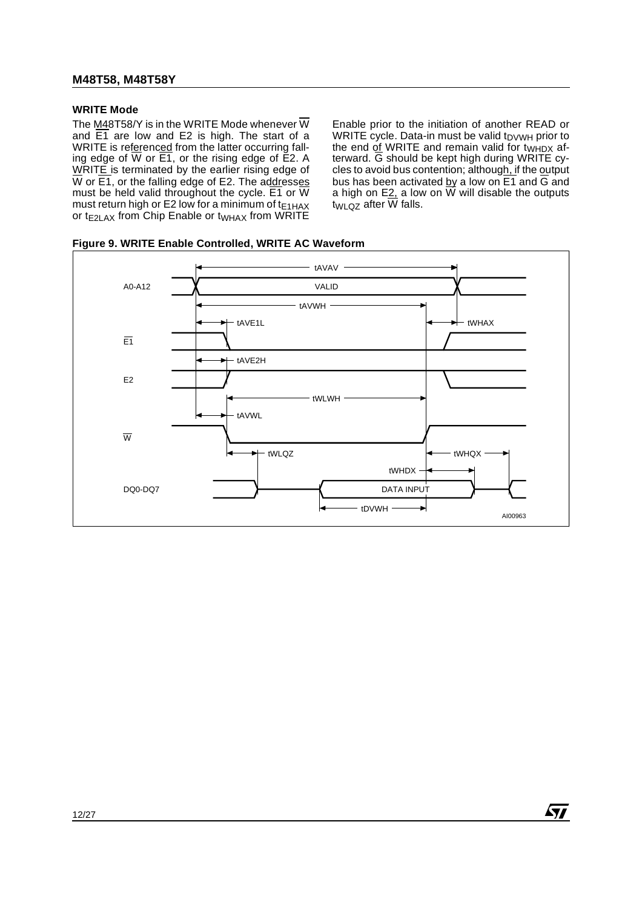### WRITE Mode

The M48T58/Y is in the WRITE Mode whenever $\overline{W}$ and $\overline{E1}$ are low and E2 is high. The start of a WRITE is referenced from the latter occurring falling edge of $\overline{W}$ or $\overline{E1}$, or the rising edge of E2. A WRITE is terminated by the earlier rising edge of $\overline{W}$ or $\overline{E1}$, or the falling edge of E2. The addresses must be held valid throughout the cycle. $\overline{E1}$ or $\overline{W}$ must return high or E2 low for a minimum of $t_{E1HAX}$ or $t_{E2LAX}$ from Chip Enable or $t_{WHAX}$ from WRITE Enable prior to the initiation of another READ or WRITE cycle. Data-in must be valid $t_{DVWH}$ prior to the end of WRITE and remain valid for $t_{WHDX}$ afterward. $\overline{G}$ should be kept high during WRITE cycles to avoid bus contention; although, if the output bus has been activated by a low on $\overline{E1}$ and $\overline{G}$ and a high on E2, a low on $\overline{W}$ will disable the outputs $t_{WLQZ}$ after $\overline{W}$ falls.

**Figure 9. WRITE Enable Controlled, WRITE AC Waveform**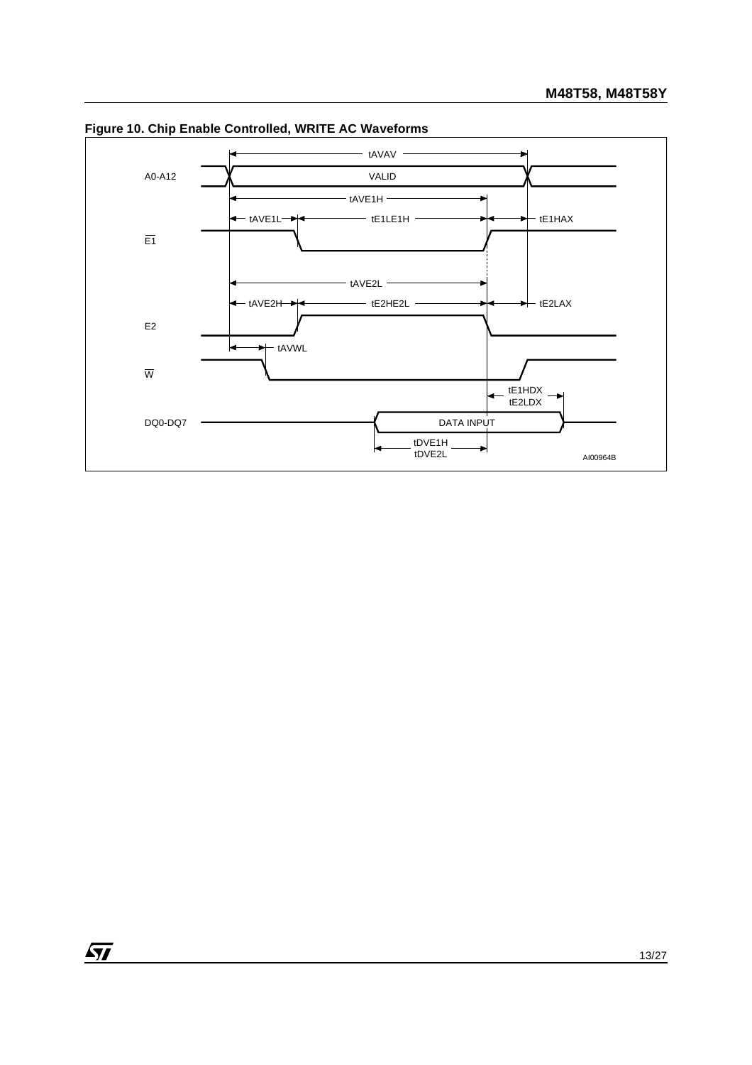**Figure 10. Chip Enable Controlled, WRITE AC Waveforms**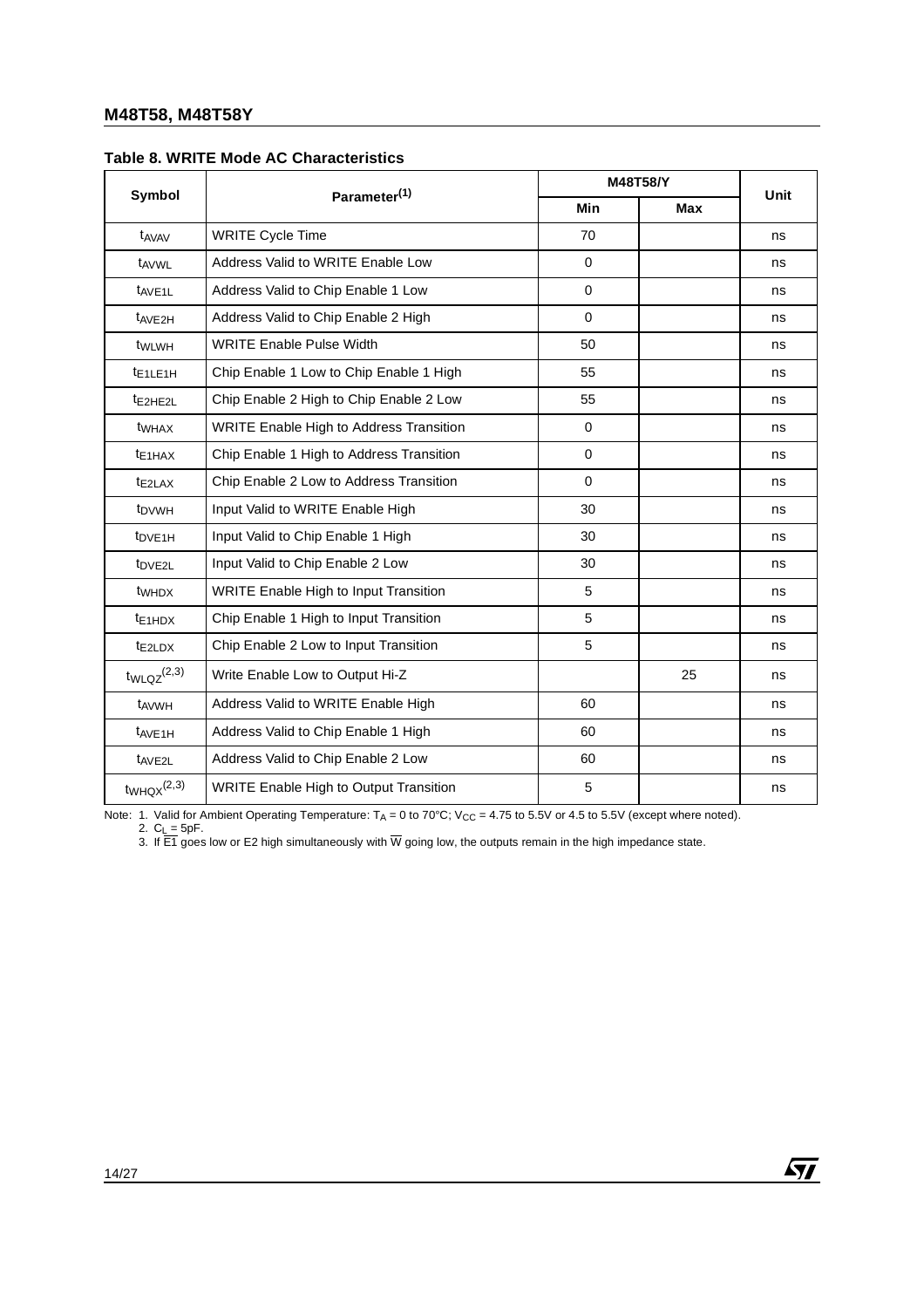**Table 8. WRITE Mode AC Characteristics**

| Symbol | Parameter[1] | M48T58/Y | | Unit |
|---|---|---|---|---|
| | | Min | Max | |
| $t_{AVAV}$ | WRITE Cycle Time | 70 | | ns |
| $t_{AVWL}$ | Address Valid to WRITE Enable Low | 0 | | ns |
| $t_{AVE1L}$ | Address Valid to Chip Enable 1 Low | 0 | | ns |
| $t_{AVE2H}$ | Address Valid to Chip Enable 2 High | 0 | | ns |
| $t_{WLWH}$ | WRITE Enable Pulse Width | 50 | | ns |
| $t_{E1LE1H}$ | Chip Enable 1 Low to Chip Enable 1 High | 55 | | ns |
| $t_{E2HE2L}$ | Chip Enable 2 High to Chip Enable 2 Low | 55 | | ns |
| $t_{WHAX}$ | WRITE Enable High to Address Transition | 0 | | ns |
| $t_{E1HAX}$ | Chip Enable 1 High to Address Transition | 0 | | ns |
| $t_{E2LAX}$ | Chip Enable 2 Low to Address Transition | 0 | | ns |
| $t_{DVWH}$ | Input Valid to WRITE Enable High | 30 | | ns |
| $t_{DVE1H}$ | Input Valid to Chip Enable 1 High | 30 | | ns |
| $t_{DVE2L}$ | Input Valid to Chip Enable 2 Low | 30 | | ns |
| $t_{WHDX}$ | WRITE Enable High to Input Transition | 5 | | ns |
| $t_{E1HDX}$ | Chip Enable 1 High to Input Transition | 5 | | ns |
| $t_{E2LDX}$ | Chip Enable 2 Low to Input Transition | 5 | | ns |
| $t_{WLQZ}$[2,3] | Write Enable Low to Output Hi-Z | | 25 | ns |
| $t_{AVWH}$ | Address Valid to WRITE Enable High | 60 | | ns |
| $t_{AVE1H}$ | Address Valid to Chip Enable 1 High | 60 | | ns |
| $t_{AVE2L}$ | Address Valid to Chip Enable 2 Low | 60 | | ns |
| $t_{WHQX}$[2,3] | WRITE Enable High to Output Transition | 5 | | ns |

Note: 1. Valid for Ambient Operating Temperature: $T_A$ = 0 to 70°C; $V_{CC}$ = 4.75 to 5.5V or 4.5 to 5.5V (except where noted).
2. $C_L$ = 5pF.
3. If $\overline{E1}$ goes low or E2 high simultaneously with $\overline{W}$ going low, the outputs remain in the high impedance state.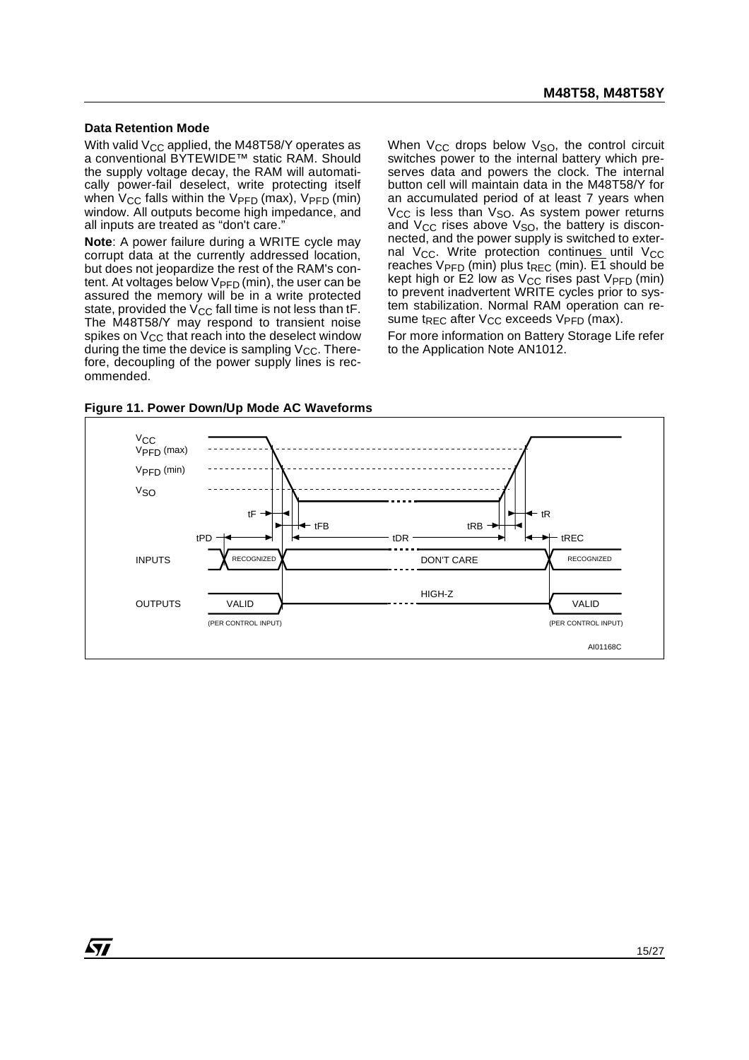### Data Retention Mode

With valid $V_{CC}$ applied, the M48T58/Y operates as a conventional BYTEWIDE™ static RAM. Should the supply voltage decay, the RAM will automatically power-fail deselect, write protecting itself when $V_{CC}$ falls within the $V_{PFD}$ (max), $V_{PFD}$ (min) window. All outputs become high impedance, and all inputs are treated as "don't care."

**Note**: A power failure during a WRITE cycle may corrupt data at the currently addressed location, but does not jeopardize the rest of the RAM's content. At voltages below $V_{PFD}$ (min), the user can be assured the memory will be in a write protected state, provided the $V_{CC}$ fall time is not less than tF. The M48T58/Y may respond to transient noise spikes on $V_{CC}$ that reach into the deselect window during the time the device is sampling $V_{CC}$. Therefore, decoupling of the power supply lines is recommended.

When $V_{CC}$ drops below $V_{SO}$, the control circuit switches power to the internal battery which preserves data and powers the clock. The internal button cell will maintain data in the M48T58/Y for an accumulated period of at least 7 years when $V_{CC}$ is less than $V_{SO}$. As system power returns and $V_{CC}$ rises above $V_{SO}$, the battery is disconnected, and the power supply is switched to external $V_{CC}$. Write protection continues until $V_{CC}$ reaches $V_{PFD}$ (min) plus $t_{REC}$ (min). $\overline{E1}$ should be kept high or E2 low as $V_{CC}$ rises past $V_{PFD}$ (min) to prevent inadvertent WRITE cycles prior to system stabilization. Normal RAM operation can resume $t_{REC}$ after $V_{CC}$ exceeds $V_{PFD}$ (max).

For more information on Battery Storage Life refer to the Application Note AN1012.

**Figure 11. Power Down/Up Mode AC Waveforms**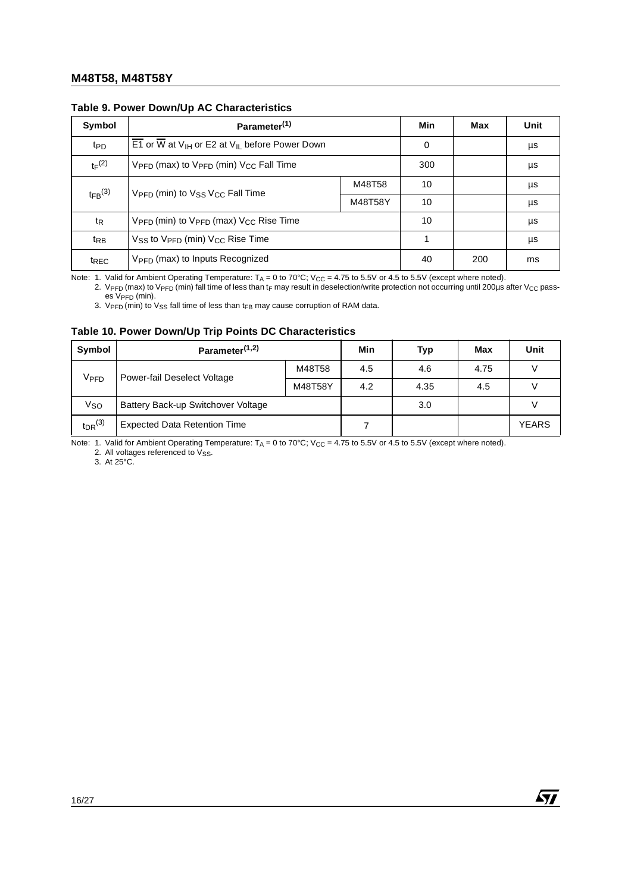**Table 9. Power Down/Up AC Characteristics**

| Symbol | Parameter[1] | | Min | Max | Unit |
|---|---|---|---|---|---|
| $t_{PD}$ | $\overline{E1}$ or $\overline{W}$ at $V_{IH}$ or E2 at $V_{IL}$ before Power Down | | 0 | | µs |
| $t_F$[2] | $V_{PFD}$ (max) to $V_{PFD}$ (min) $V_{CC}$ Fall Time | | 300 | | µs |
| $t_{FB}$[3] | $V_{PFD}$ (min) to $V_{SS}$ $V_{CC}$ Fall Time | M48T58 | 10 | | µs |
| | | M48T58Y | 10 | | µs |
| $t_R$ | $V_{PFD}$ (min) to $V_{PFD}$ (max) $V_{CC}$ Rise Time | | 10 | | µs |
| $t_{RB}$ | $V_{SS}$ to $V_{PFD}$ (min) $V_{CC}$ Rise Time | | 1 | | µs |
| $t_{REC}$ | $V_{PFD}$ (max) to Inputs Recognized | | 40 | 200 | ms |

Note: 1. Valid for Ambient Operating Temperature: $T_A$ = 0 to 70°C; $V_{CC}$ = 4.75 to 5.5V or 4.5 to 5.5V (except where noted).
2. $V_{PFD}$ (max) to $V_{PFD}$ (min) fall time of less than $t_F$ may result in deselection/write protection not occurring until 200µs after $V_{CC}$ passes $V_{PFD}$ (min).
3. $V_{PFD}$ (min) to $V_{SS}$ fall time of less than $t_{FB}$ may cause corruption of RAM data.

**Table 10. Power Down/Up Trip Points DC Characteristics**

| Symbol | Parameter[1,2] | | Min | Typ | Max | Unit |
|---|---|---|---|---|---|---|
| $V_{PFD}$ | Power-fail Deselect Voltage | M48T58 | 4.5 | 4.6 | 4.75 | V |
| | | M48T58Y | 4.2 | 4.35 | 4.5 | V |
| $V_{SO}$ | Battery Back-up Switchover Voltage | | | 3.0 | | V |
| $t_{DR}$[3] | Expected Data Retention Time | | 7 | | | YEARS |

Note: 1. Valid for Ambient Operating Temperature: $T_A$ = 0 to 70°C; $V_{CC}$ = 4.75 to 5.5V or 4.5 to 5.5V (except where noted).
2. All voltages referenced to $V_{SS}$.
3. At 25°C.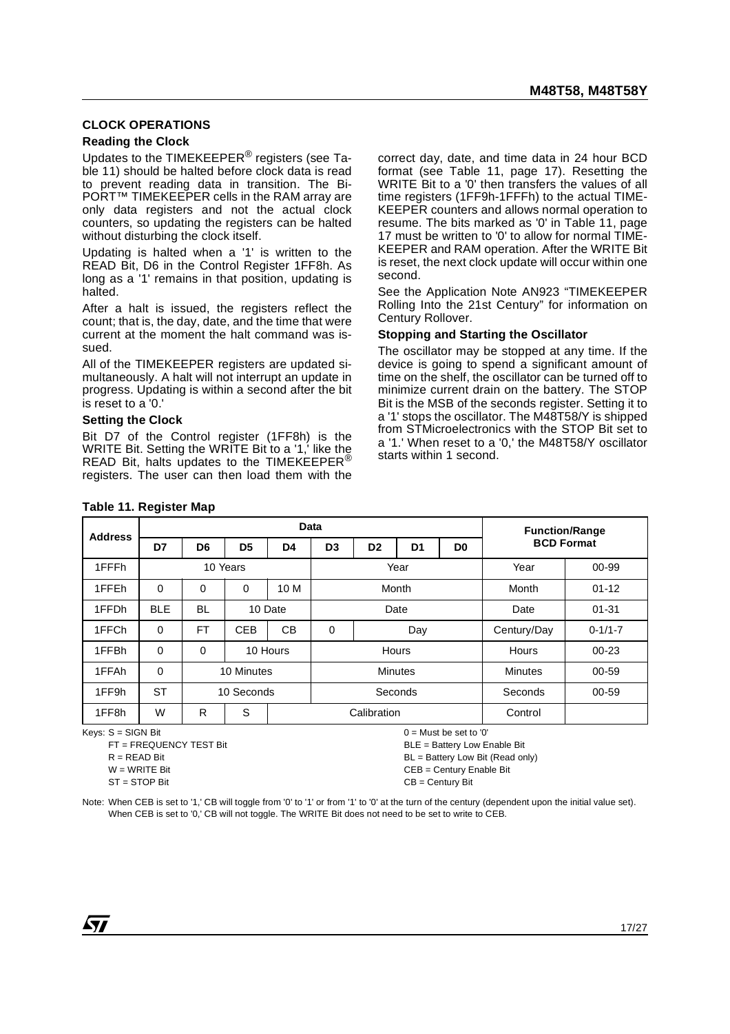## CLOCK OPERATIONS

### Reading the Clock

Updates to the TIMEKEEPER® registers (see Table 11) should be halted before clock data is read to prevent reading data in transition. The BiPORT™ TIMEKEEPER cells in the RAM array are only data registers and not the actual clock counters, so updating the registers can be halted without disturbing the clock itself.

Updating is halted when a '1' is written to the READ Bit, D6 in the Control Register 1FF8h. As long as a '1' remains in that position, updating is halted.

After a halt is issued, the registers reflect the count; that is, the day, date, and the time that were current at the moment the halt command was issued.

All of the TIMEKEEPER registers are updated simultaneously. A halt will not interrupt an update in progress. Updating is within a second after the bit is reset to a '0.'

### Setting the Clock

Bit D7 of the Control register (1FF8h) is the WRITE Bit. Setting the WRITE Bit to a '1,' like the READ Bit, halts updates to the TIMEKEEPER® registers. The user can then load them with the correct day, date, and time data in 24 hour BCD format (see Table 11, page 17). Resetting the WRITE Bit to a '0' then transfers the values of all time registers (1FF9h-1FFFh) to the actual TIMEKEEPER counters and allows normal operation to resume. The bits marked as '0' in Table 11, page 17 must be written to '0' to allow for normal TIMEKEEPER and RAM operation. After the WRITE Bit is reset, the next clock update will occur within one second.

See the Application Note AN923 "TIMEKEEPER Rolling Into the 21st Century" for information on Century Rollover.

### Stopping and Starting the Oscillator

The oscillator may be stopped at any time. If the device is going to spend a significant amount of time on the shelf, the oscillator can be turned off to minimize current drain on the battery. The STOP Bit is the MSB of the seconds register. Setting it to a '1' stops the oscillator. The M48T58/Y is shipped from STMicroelectronics with the STOP Bit set to a '1.' When reset to a '0,' the M48T58/Y oscillator starts within 1 second.

**Table 11. Register Map**

| Address | Data | | | | | | | | Function/Range BCD Format | |
|---|---|---|---|---|---|---|---|---|---|---|
| | D7 | D6 | D5 | D4 | D3 | D2 | D1 | D0 | | |
| 1FFFh | 10 Years | | | | Year | | | | Year | 00-99 |
| 1FFEh | 0 | 0 | 0 | 10 M | Month | | | | Month | 01-12 |
| 1FFDh | BLE | BL | 10 Date | | Date | | | | Date | 01-31 |
| 1FFCh | 0 | FT | CEB | CB | 0 | Day | | | Century/Day | 0-1/1-7 |
| 1FFBh | 0 | 0 | 10 Hours | | Hours | | | | Hours | 00-23 |
| 1FFAh | 0 | 10 Minutes | | | Minutes | | | | Minutes | 00-59 |
| 1FF9h | ST | 10 Seconds | | | Seconds | | | | Seconds | 00-59 |
| 1FF8h | W | R | S | Calibration | | | | | Control | |

Keys: S = SIGN Bit
FT = FREQUENCY TEST Bit
R = READ Bit
W = WRITE Bit
ST = STOP Bit
0 = Must be set to '0'
BLE = Battery Low Enable Bit
BL = Battery Low Bit (Read only)
CEB = Century Enable Bit
CB = Century Bit

Note: When CEB is set to '1,' CB will toggle from '0' to '1' or from '1' to '0' at the turn of the century (dependent upon the initial value set). When CEB is set to '0,' CB will not toggle. The WRITE Bit does not need to be set to write to CEB.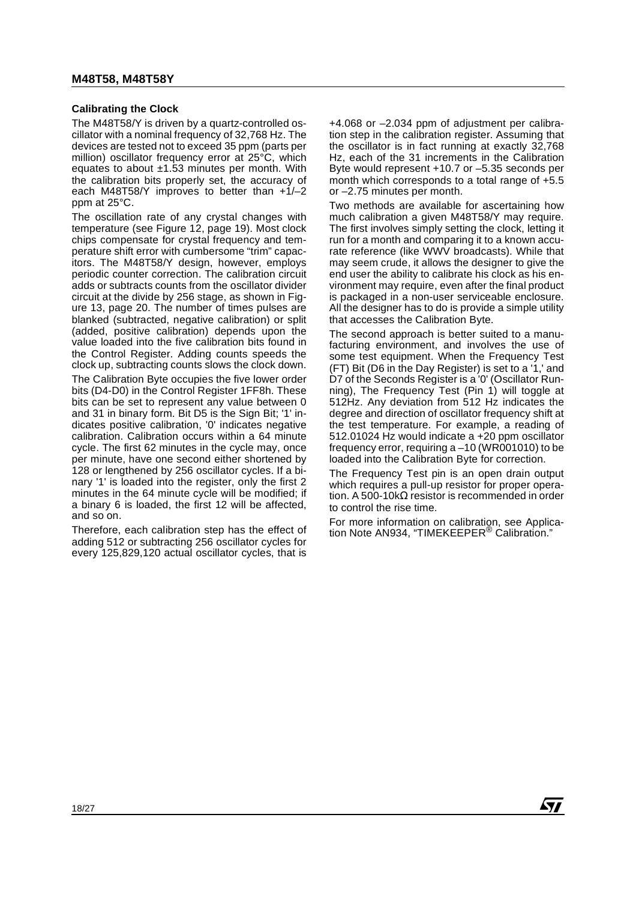### Calibrating the Clock

The M48T58/Y is driven by a quartz-controlled oscillator with a nominal frequency of 32,768 Hz. The devices are tested not to exceed 35 ppm (parts per million) oscillator frequency error at 25°C, which equates to about ±1.53 minutes per month. With the calibration bits properly set, the accuracy of each M48T58/Y improves to better than +1/–2 ppm at 25°C.

The oscillation rate of any crystal changes with temperature (see Figure 12, page 19). Most clock chips compensate for crystal frequency and temperature shift error with cumbersome "trim" capacitors. The M48T58/Y design, however, employs periodic counter correction. The calibration circuit adds or subtracts counts from the oscillator divider circuit at the divide by 256 stage, as shown in Figure 13, page 20. The number of times pulses are blanked (subtracted, negative calibration) or split (added, positive calibration) depends upon the value loaded into the five calibration bits found in the Control Register. Adding counts speeds the clock up, subtracting counts slows the clock down.

The Calibration Byte occupies the five lower order bits (D4-D0) in the Control Register 1FF8h. These bits can be set to represent any value between 0 and 31 in binary form. Bit D5 is the Sign Bit; '1' indicates positive calibration, '0' indicates negative calibration. Calibration occurs within a 64 minute cycle. The first 62 minutes in the cycle may, once per minute, have one second either shortened by 128 or lengthened by 256 oscillator cycles. If a binary '1' is loaded into the register, only the first 2 minutes in the 64 minute cycle will be modified; if a binary 6 is loaded, the first 12 will be affected, and so on.

Therefore, each calibration step has the effect of adding 512 or subtracting 256 oscillator cycles for every 125,829,120 actual oscillator cycles, that is +4.068 or –2.034 ppm of adjustment per calibration step in the calibration register. Assuming that the oscillator is in fact running at exactly 32,768 Hz, each of the 31 increments in the Calibration Byte would represent +10.7 or –5.35 seconds per month which corresponds to a total range of +5.5 or –2.75 minutes per month.

Two methods are available for ascertaining how much calibration a given M48T58/Y may require. The first involves simply setting the clock, letting it run for a month and comparing it to a known accurate reference (like WWV broadcasts). While that may seem crude, it allows the designer to give the end user the ability to calibrate his clock as his environment may require, even after the final product is packaged in a non-user serviceable enclosure. All the designer has to do is provide a simple utility that accesses the Calibration Byte.

The second approach is better suited to a manufacturing environment, and involves the use of some test equipment. When the Frequency Test (FT) Bit (D6 in the Day Register) is set to a '1,' and D7 of the Seconds Register is a '0' (Oscillator Running), The Frequency Test (Pin 1) will toggle at 512Hz. Any deviation from 512 Hz indicates the degree and direction of oscillator frequency shift at the test temperature. For example, a reading of 512.01024 Hz would indicate a +20 ppm oscillator frequency error, requiring a –10 (WR001010) to be loaded into the Calibration Byte for correction.

The Frequency Test pin is an open drain output which requires a pull-up resistor for proper operation. A 500-10kΩ resistor is recommended in order to control the rise time.

For more information on calibration, see Application Note AN934, "TIMEKEEPER® Calibration."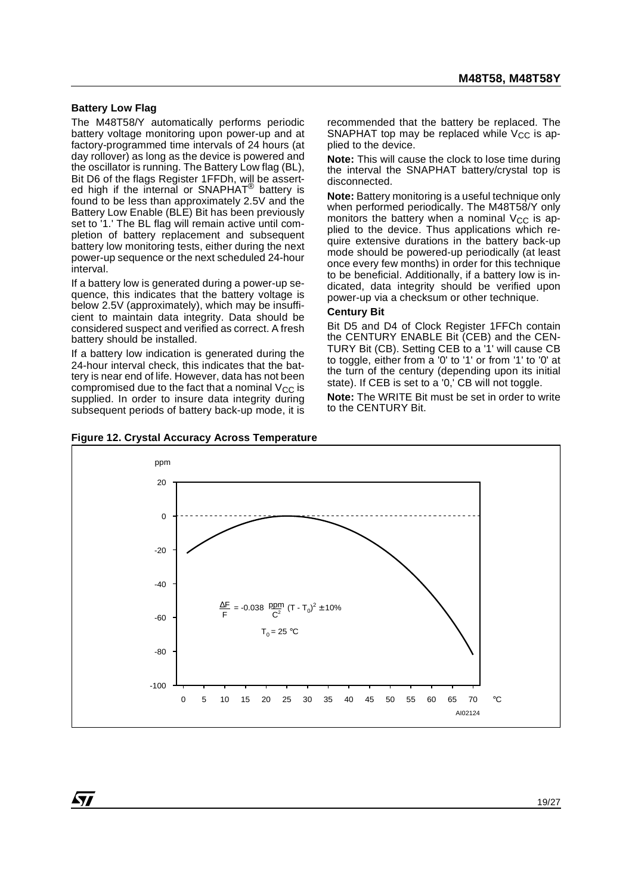### Battery Low Flag

The M48T58/Y automatically performs periodic battery voltage monitoring upon power-up and at factory-programmed time intervals of 24 hours (at day rollover) as long as the device is powered and the oscillator is running. The Battery Low flag (BL), Bit D6 of the flags Register 1FFDh, will be asserted high if the internal or SNAPHAT® battery is found to be less than approximately 2.5V and the Battery Low Enable (BLE) Bit has been previously set to '1.' The BL flag will remain active until completion of battery replacement and subsequent battery low monitoring tests, either during the next power-up sequence or the next scheduled 24-hour interval.

If a battery low is generated during a power-up sequence, this indicates that the battery voltage is below 2.5V (approximately), which may be insufficient to maintain data integrity. Data should be considered suspect and verified as correct. A fresh battery should be installed.

If a battery low indication is generated during the 24-hour interval check, this indicates that the battery is near end of life. However, data has not been compromised due to the fact that a nominal $V_{CC}$ is supplied. In order to insure data integrity during subsequent periods of battery back-up mode, it is recommended that the battery be replaced. The SNAPHAT top may be replaced while $V_{CC}$ is applied to the device.

**Note:** This will cause the clock to lose time during the interval the SNAPHAT battery/crystal top is disconnected.

**Note:** Battery monitoring is a useful technique only when performed periodically. The M48T58/Y only monitors the battery when a nominal $V_{CC}$ is applied to the device. Thus applications which require extensive durations in the battery back-up mode should be powered-up periodically (at least once every few months) in order for this technique to be beneficial. Additionally, if a battery low is indicated, data integrity should be verified upon power-up via a checksum or other technique.

### Century Bit

Bit D5 and D4 of Clock Register 1FFCh contain the CENTURY ENABLE Bit (CEB) and the CENTURY Bit (CB). Setting CEB to a '1' will cause CB to toggle, either from a '0' to '1' or from '1' to '0' at the turn of the century (depending upon its initial state). If CEB is set to a '0,' CB will not toggle.

**Note:** The WRITE Bit must be set in order to write to the CENTURY Bit.

**Figure 12. Crystal Accuracy Across Temperature**

$$\frac{\Delta F}{F} = -0.038 \frac{ppm}{C^2} (T - T_0)^2 \pm 10\%$$

$T_0 = 25$ °C

AI02124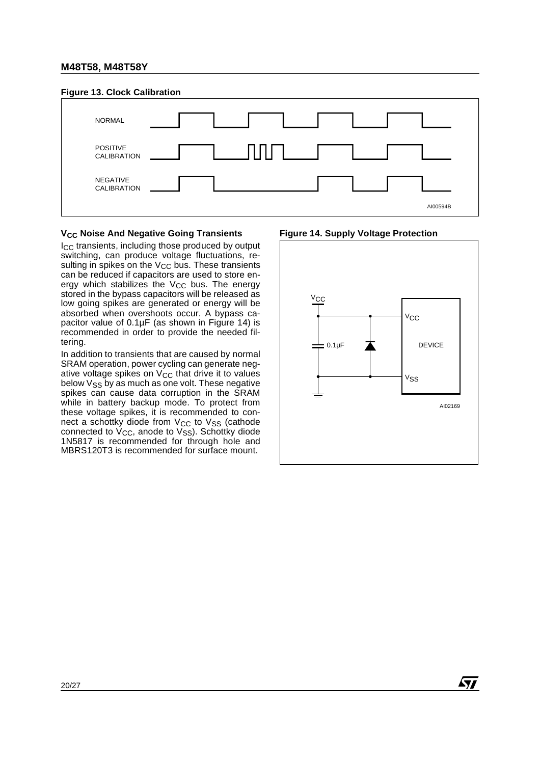**Figure 13. Clock Calibration**

### $V_{CC}$ Noise And Negative Going Transients

$I_{CC}$ transients, including those produced by output switching, can produce voltage fluctuations, resulting in spikes on the $V_{CC}$ bus. These transients can be reduced if capacitors are used to store energy which stabilizes the $V_{CC}$ bus. The energy stored in the bypass capacitors will be released as low going spikes are generated or energy will be absorbed when overshoots occur. A bypass capacitor value of 0.1µF (as shown in Figure 14) is recommended in order to provide the needed filtering.

In addition to transients that are caused by normal SRAM operation, power cycling can generate negative voltage spikes on $V_{CC}$ that drive it to values below $V_{SS}$ by as much as one volt. These negative spikes can cause data corruption in the SRAM while in battery backup mode. To protect from these voltage spikes, it is recommended to connect a schottky diode from $V_{CC}$ to $V_{SS}$ (cathode connected to $V_{CC}$, anode to $V_{SS}$). Schottky diode 1N5817 is recommended for through hole and MBRS120T3 is recommended for surface mount.

**Figure 14. Supply Voltage Protection**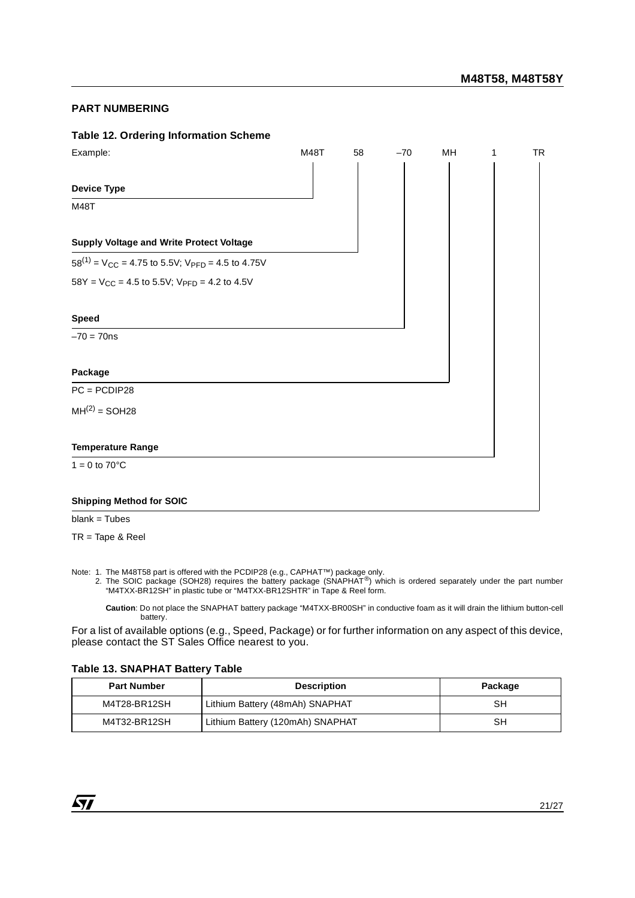## PART NUMBERING

### Table 12. Ordering Information Scheme

Example: M48T 58 –70 MH 1 TR

**Device Type**

M48T

**Supply Voltage and Write Protect Voltage**

58(1) = $V_{CC}$ = 4.75 to 5.5V; $V_{PFD}$ = 4.5 to 4.75V

58Y = $V_{CC}$ = 4.5 to 5.5V; $V_{PFD}$ = 4.2 to 4.5V

**Speed**

–70 = 70ns

**Package**

PC = PCDIP28

MH(2) = SOH28

**Temperature Range**

1 = 0 to 70°C

**Shipping Method for SOIC**

blank = Tubes

TR = Tape & Reel

Note: 1. The M48T58 part is offered with the PCDIP28 (e.g., CAPHAT™) package only.
2. The SOIC package (SOH28) requires the battery package (SNAPHAT®) which is ordered separately under the part number "M4TXX-BR12SH" in plastic tube or "M4TXX-BR12SHTR" in Tape & Reel form.

**Caution**: Do not place the SNAPHAT battery package "M4TXX-BR00SH" in conductive foam as it will drain the lithium button-cell battery.

For a list of available options (e.g., Speed, Package) or for further information on any aspect of this device, please contact the ST Sales Office nearest to you.

### Table 13. SNAPHAT Battery Table

| Part Number | Description | Package |
|---|---|---|
| M4T28-BR12SH | Lithium Battery (48mAh) SNAPHAT | SH |
| M4T32-BR12SH | Lithium Battery (120mAh) SNAPHAT | SH |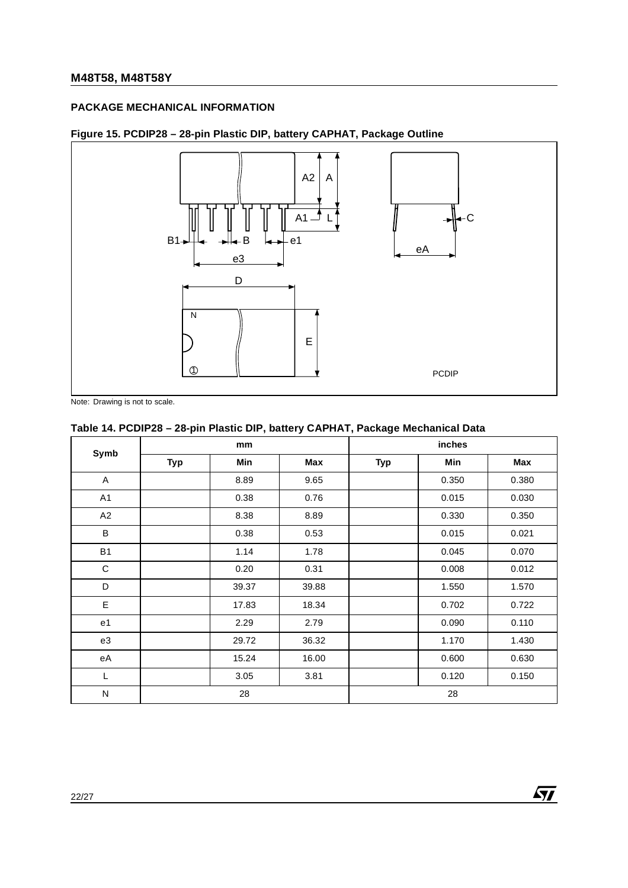## PACKAGE MECHANICAL INFORMATION

**Figure 15. PCDIP28 – 28-pin Plastic DIP, battery CAPHAT, Package Outline**

Note: Drawing is not to scale.

**Table 14. PCDIP28 – 28-pin Plastic DIP, battery CAPHAT, Package Mechanical Data**

| Symb | mm | | | inches | | |
|---|---|---|---|---|---|---|
| | Typ | Min | Max | Typ | Min | Max |
| A | | 8.89 | 9.65 | | 0.350 | 0.380 |
| A1 | | 0.38 | 0.76 | | 0.015 | 0.030 |
| A2 | | 8.38 | 8.89 | | 0.330 | 0.350 |
| B | | 0.38 | 0.53 | | 0.015 | 0.021 |
| B1 | | 1.14 | 1.78 | | 0.045 | 0.070 |
| C | | 0.20 | 0.31 | | 0.008 | 0.012 |
| D | | 39.37 | 39.88 | | 1.550 | 1.570 |
| E | | 17.83 | 18.34 | | 0.702 | 0.722 |
| e1 | | 2.29 | 2.79 | | 0.090 | 0.110 |
| e3 | | 29.72 | 36.32 | | 1.170 | 1.430 |
| eA | | 15.24 | 16.00 | | 0.600 | 0.630 |
| L | | 3.05 | 3.81 | | 0.120 | 0.150 |
| N | 28 | | | 28 | | |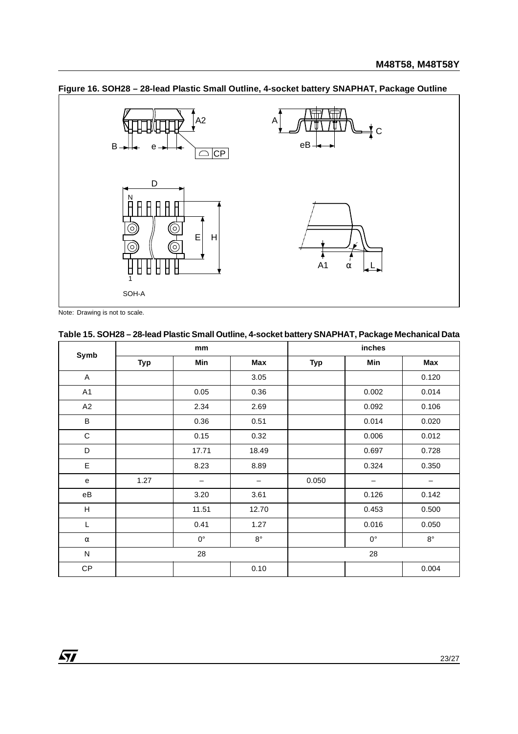**Figure 16. SOH28 – 28-lead Plastic Small Outline, 4-socket battery SNAPHAT, Package Outline**

Note: Drawing is not to scale.

**Table 15. SOH28 – 28-lead Plastic Small Outline, 4-socket battery SNAPHAT, Package Mechanical Data**

| Symb | mm | | | inches | | |
|---|---|---|---|---|---|---|
| | Typ | Min | Max | Typ | Min | Max |
| A | | | 3.05 | | | 0.120 |
| A1 | | 0.05 | 0.36 | | 0.002 | 0.014 |
| A2 | | 2.34 | 2.69 | | 0.092 | 0.106 |
| B | | 0.36 | 0.51 | | 0.014 | 0.020 |
| C | | 0.15 | 0.32 | | 0.006 | 0.012 |
| D | | 17.71 | 18.49 | | 0.697 | 0.728 |
| E | | 8.23 | 8.89 | | 0.324 | 0.350 |
| e | 1.27 | – | – | 0.050 | – | – |
| eB | | 3.20 | 3.61 | | 0.126 | 0.142 |
| H | | 11.51 | 12.70 | | 0.453 | 0.500 |
| L | | 0.41 | 1.27 | | 0.016 | 0.050 |
| α | | 0° | 8° | | 0° | 8° |
| N | 28 | | | 28 | | |
| CP | | | 0.10 | | | 0.004 |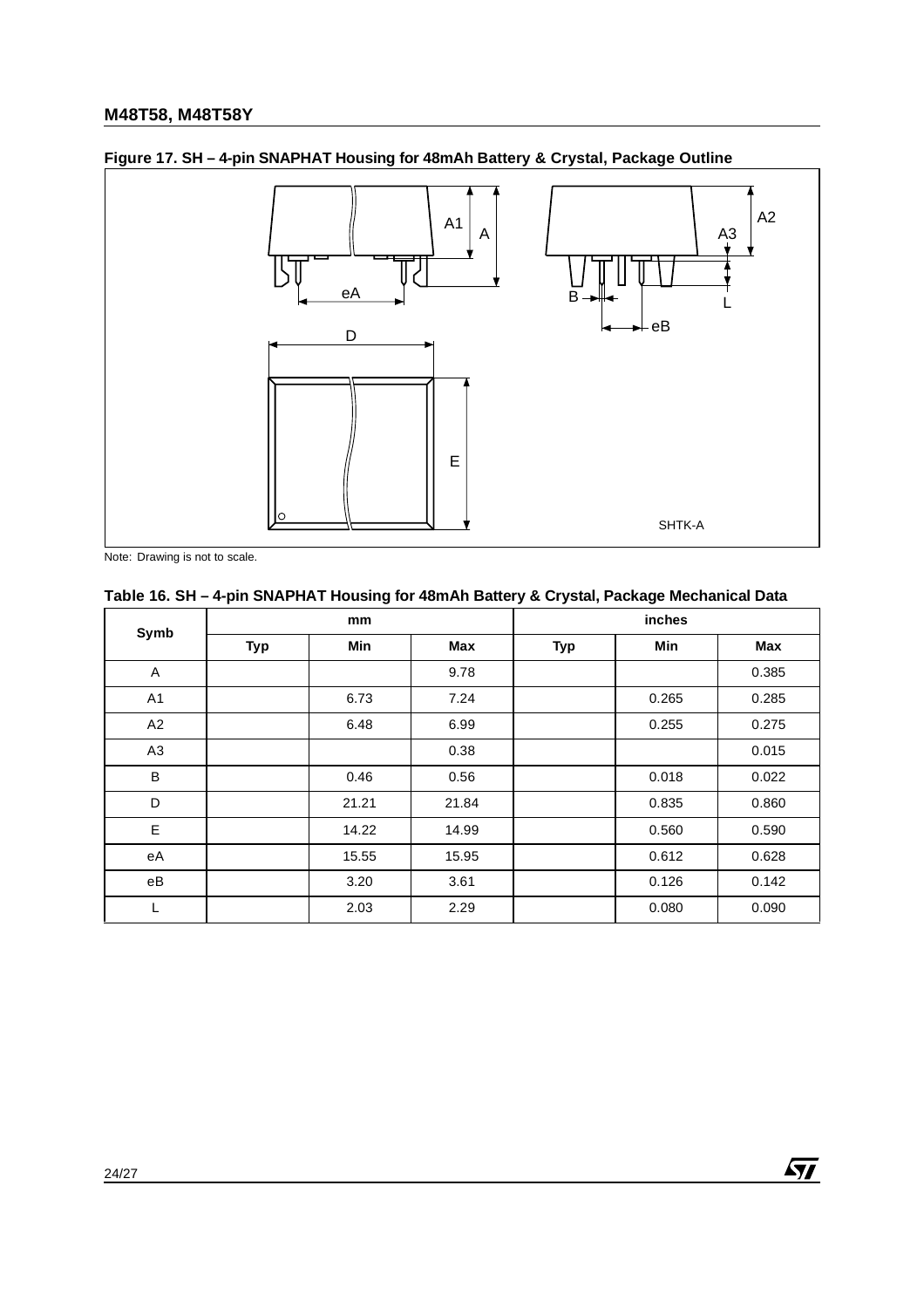**Figure 17. SH – 4-pin SNAPHAT Housing for 48mAh Battery & Crystal, Package Outline**

Note: Drawing is not to scale.

**Table 16. SH – 4-pin SNAPHAT Housing for 48mAh Battery & Crystal, Package Mechanical Data**

| Symb | mm | | | inches | | |
|---|---|---|---|---|---|---|
| | Typ | Min | Max | Typ | Min | Max |
| A | | | 9.78 | | | 0.385 |
| A1 | | 6.73 | 7.24 | | 0.265 | 0.285 |
| A2 | | 6.48 | 6.99 | | 0.255 | 0.275 |
| A3 | | | 0.38 | | | 0.015 |
| B | | 0.46 | 0.56 | | 0.018 | 0.022 |
| D | | 21.21 | 21.84 | | 0.835 | 0.860 |
| E | | 14.22 | 14.99 | | 0.560 | 0.590 |
| eA | | 15.55 | 15.95 | | 0.612 | 0.628 |
| eB | | 3.20 | 3.61 | | 0.126 | 0.142 |
| L | | 2.03 | 2.29 | | 0.080 | 0.090 |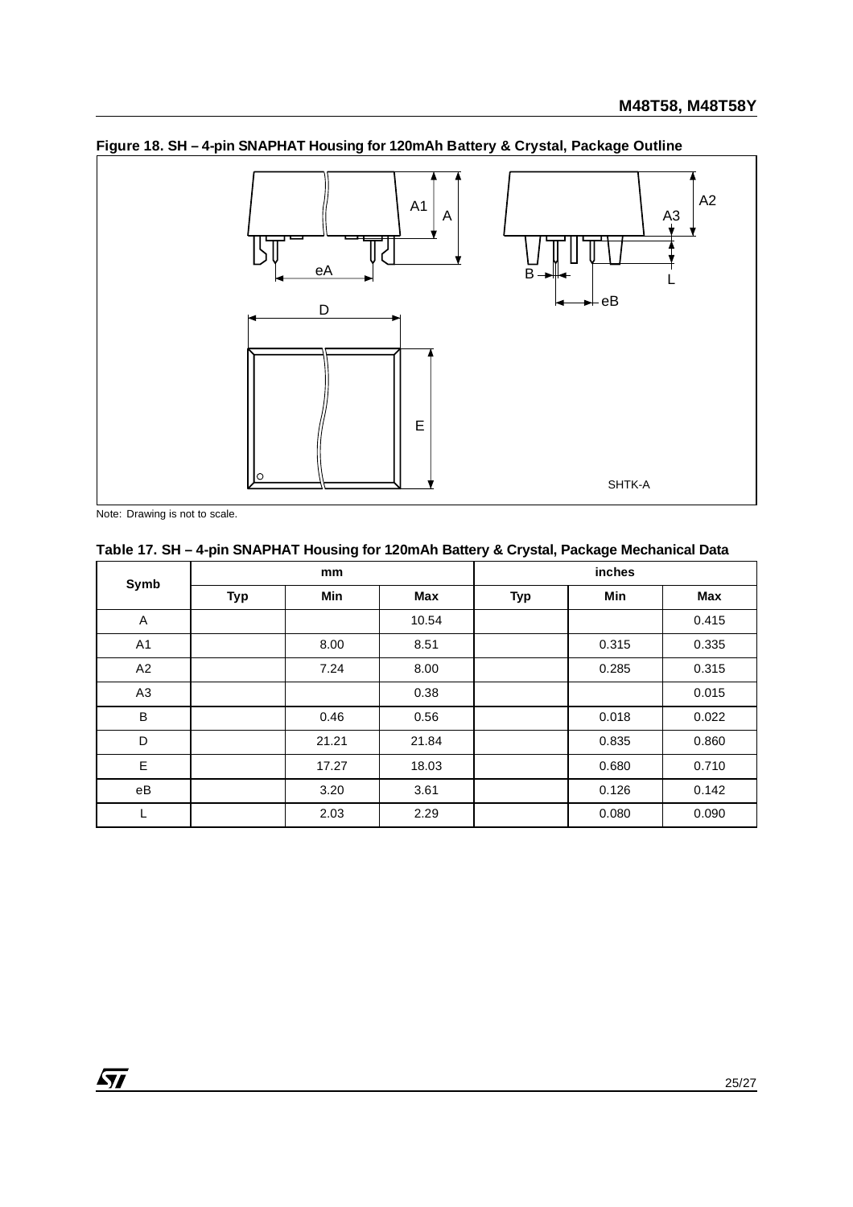**Figure 18. SH – 4-pin SNAPHAT Housing for 120mAh Battery & Crystal, Package Outline**

Note: Drawing is not to scale.

**Table 17. SH – 4-pin SNAPHAT Housing for 120mAh Battery & Crystal, Package Mechanical Data**

| Symb | mm | | | inches | | |
|---|---|---|---|---|---|---|
| | Typ | Min | Max | Typ | Min | Max |
| A | | | 10.54 | | | 0.415 |
| A1 | | 8.00 | 8.51 | | 0.315 | 0.335 |
| A2 | | 7.24 | 8.00 | | 0.285 | 0.315 |
| A3 | | | 0.38 | | | 0.015 |
| B | | 0.46 | 0.56 | | 0.018 | 0.022 |
| D | | 21.21 | 21.84 | | 0.835 | 0.860 |
| E | | 17.27 | 18.03 | | 0.680 | 0.710 |
| eB | | 3.20 | 3.61 | | 0.126 | 0.142 |
| L | | 2.03 | 2.29 | | 0.080 | 0.090 |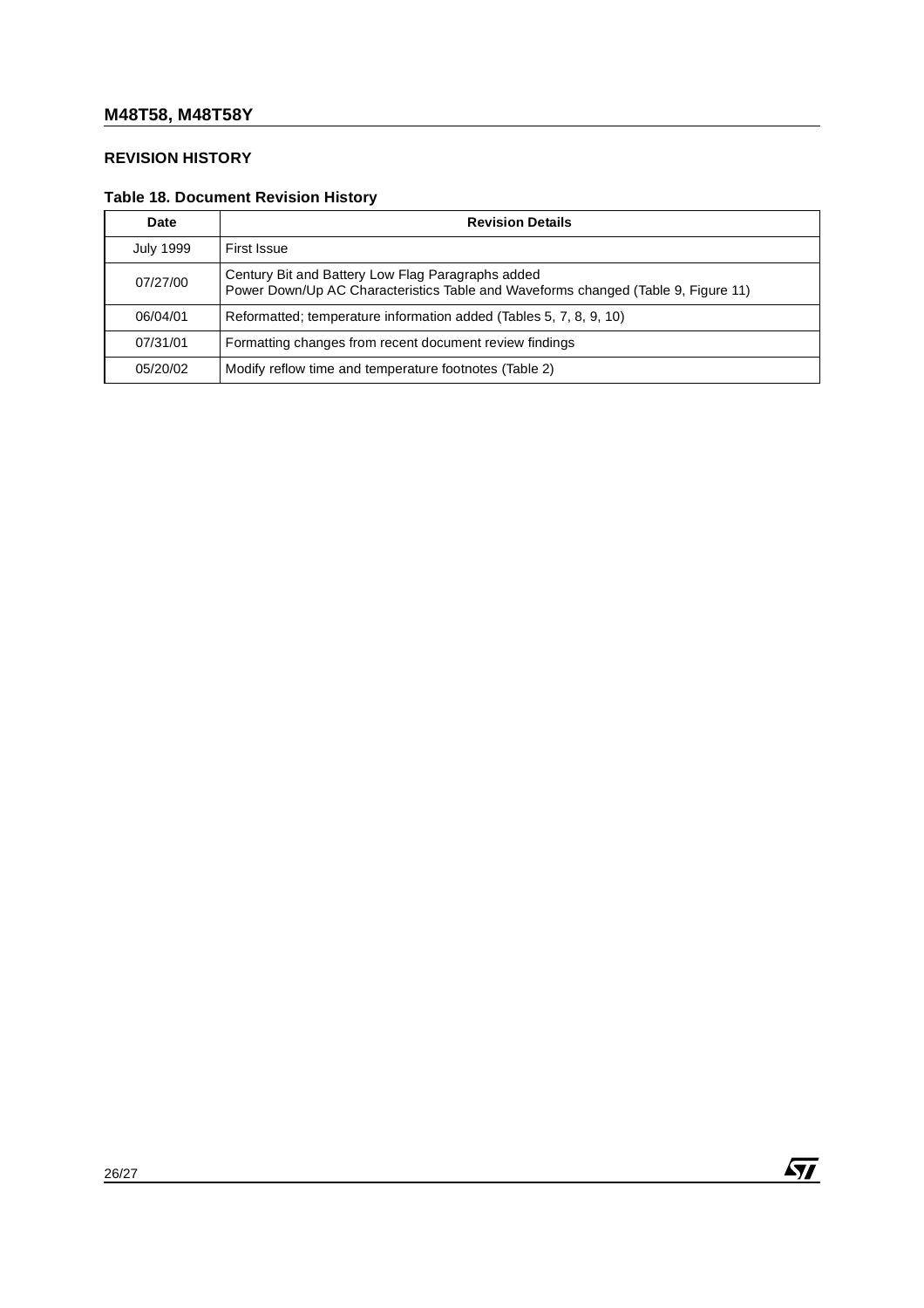## REVISION HISTORY

**Table 18. Document Revision History**

| Date | Revision Details |
|---|---|
| July 1999 | First Issue |
| 07/27/00 | Century Bit and Battery Low Flag Paragraphs added<br>Power Down/Up AC Characteristics Table and Waveforms changed (Table 9, Figure 11) |
| 06/04/01 | Reformatted; temperature information added (Tables 5, 7, 8, 9, 10) |
| 07/31/01 | Formatting changes from recent document review findings |
| 05/20/02 | Modify reflow time and temperature footnotes (Table 2) |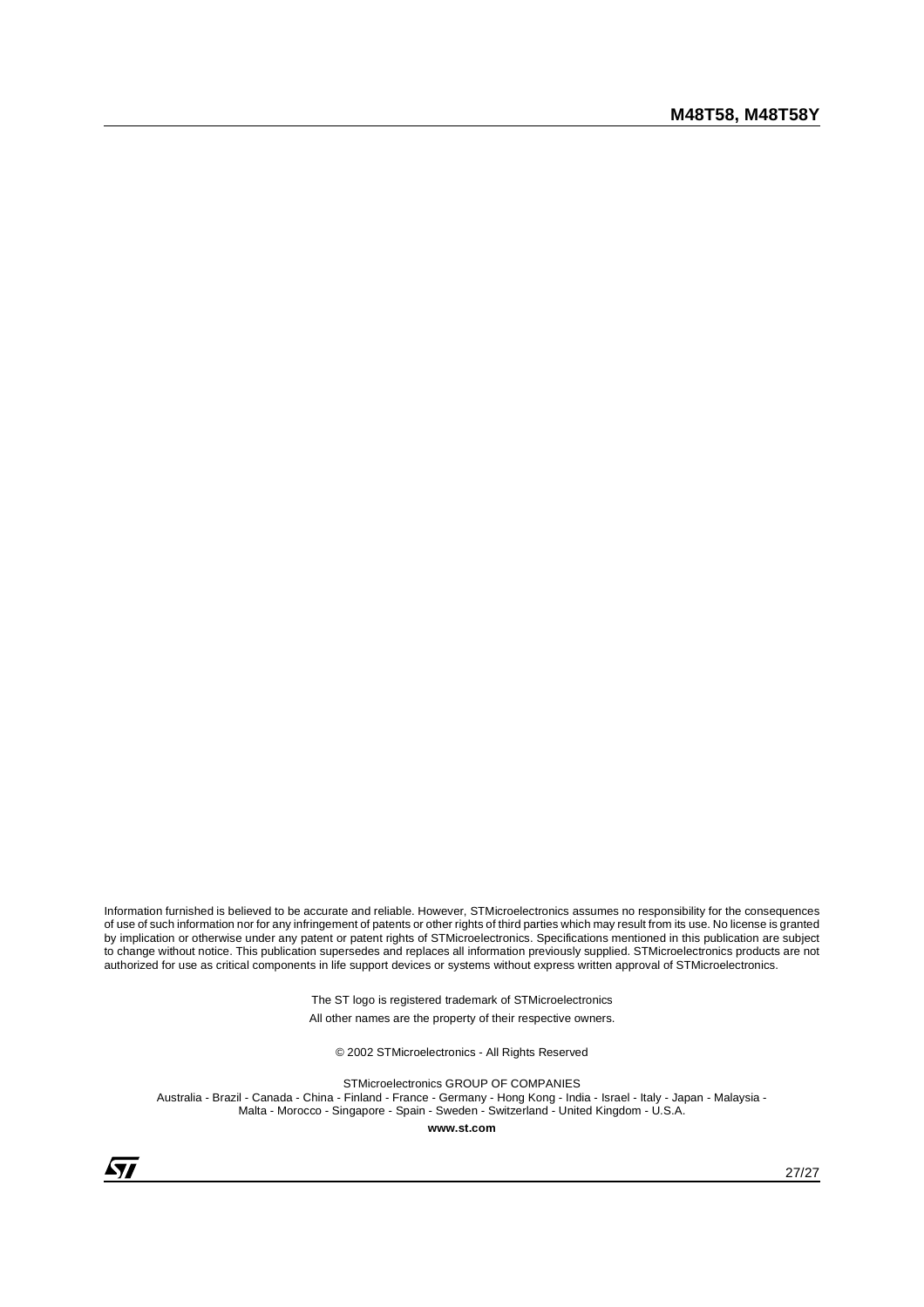Information furnished is believed to be accurate and reliable. However, STMicroelectronics assumes no responsibility for the consequences of use of such information nor for any infringement of patents or other rights of third parties which may result from its use. No license is granted by implication or otherwise under any patent or patent rights of STMicroelectronics. Specifications mentioned in this publication are subject to change without notice. This publication supersedes and replaces all information previously supplied. STMicroelectronics products are not authorized for use as critical components in life support devices or systems without express written approval of STMicroelectronics.

The ST logo is registered trademark of STMicroelectronics

All other names are the property of their respective owners.

© 2002 STMicroelectronics - All Rights Reserved

STMicroelectronics GROUP OF COMPANIES

Australia - Brazil - Canada - China - Finland - France - Germany - Hong Kong - India - Israel - Italy - Japan - Malaysia - Malta - Morocco - Singapore - Spain - Sweden - Switzerland - United Kingdom - U.S.A.

**www.st.com**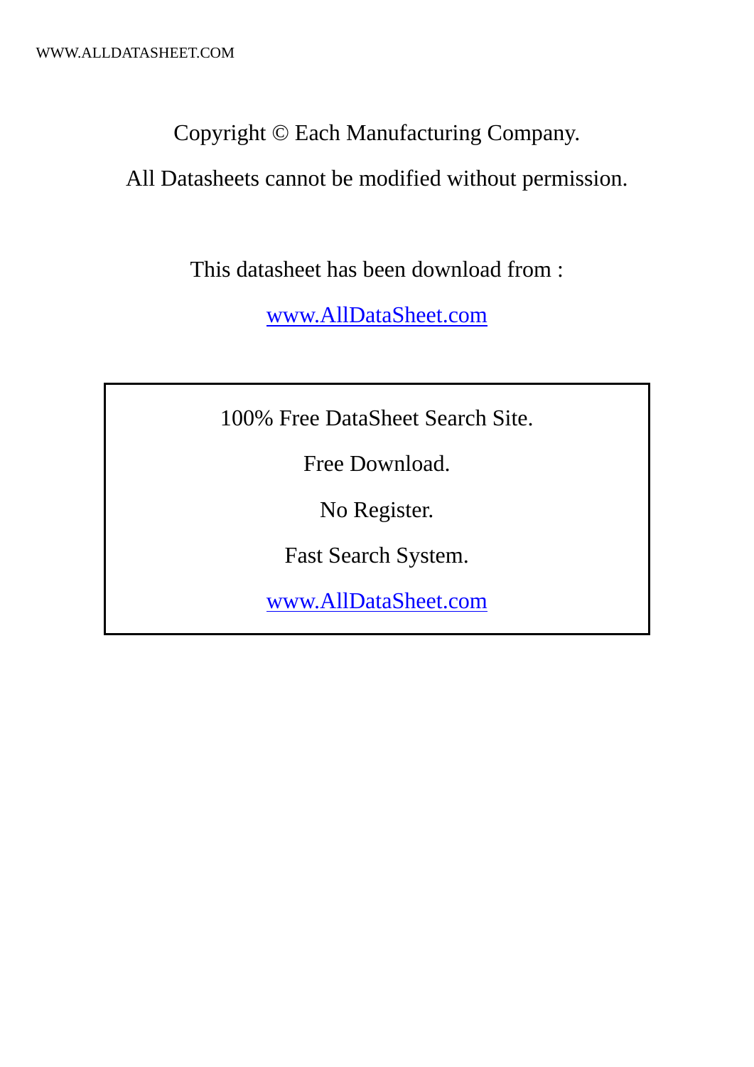Copyright © Each Manufacturing Company.

All Datasheets cannot be modified without permission.

This datasheet has been download from :

www.AllDataSheet.com

100% Free DataSheet Search Site.

Free Download.

No Register.

Fast Search System.

www.AllDataSheet.com